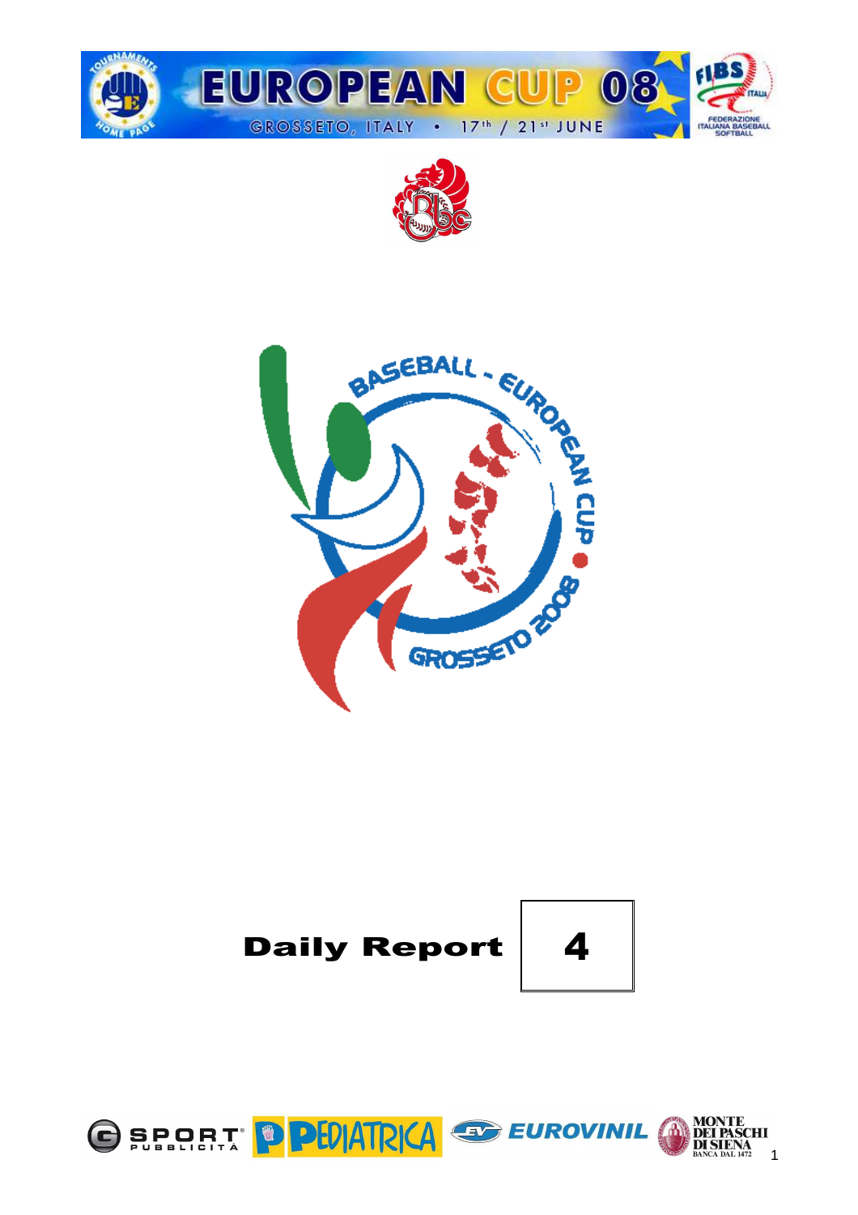# EUROPEAN CUP 08

GROSSETO, ITALY • 17th / 21st JUNE

# Daily Report 4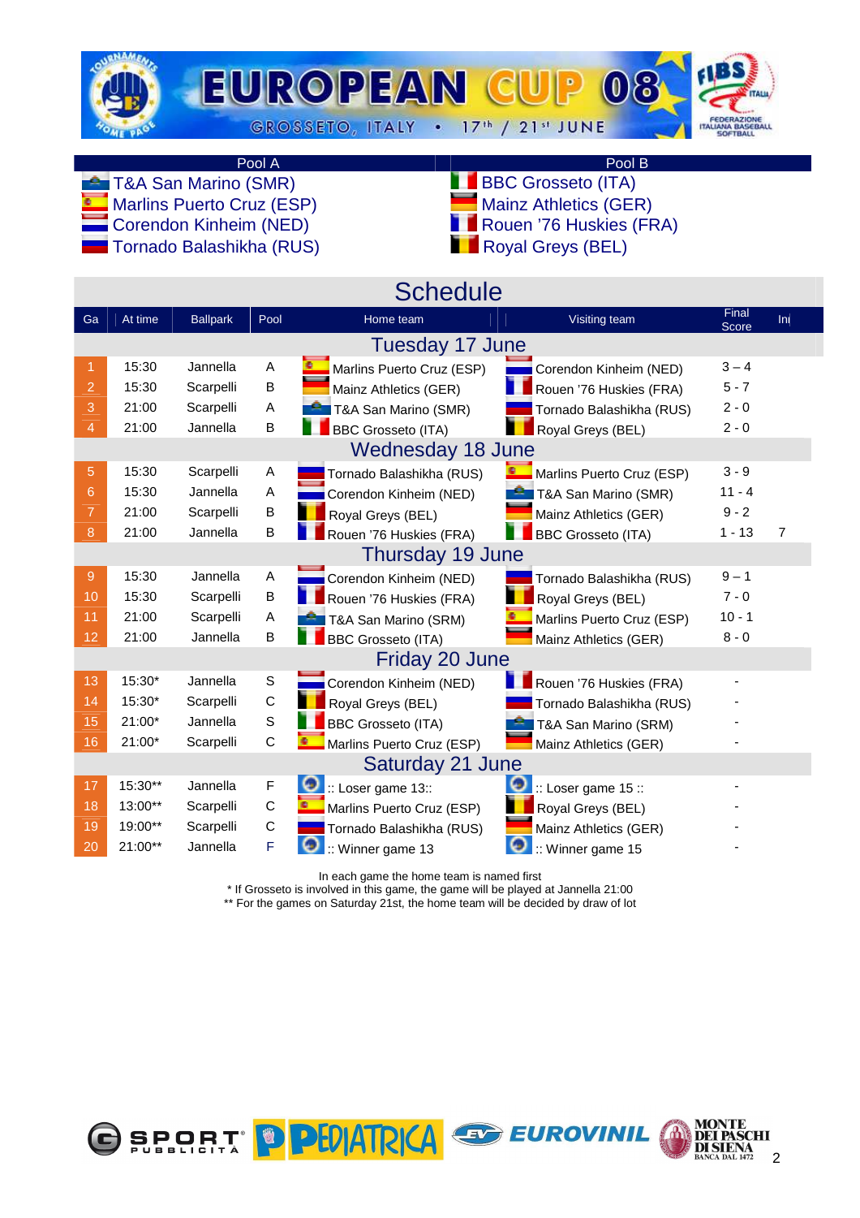# EUROPEAN CUP 08

GROSSETO, ITALY • 17th / 21st JUNE

| Pool A | Pool B |
|---|---|
| T&A San Marino (SMR) | BBC Grosseto (ITA) |
| Marlins Puerto Cruz (ESP) | Mainz Athletics (GER) |
| Corendon Kinheim (NED) | Rouen '76 Huskies (FRA) |
| Tornado Balashikha (RUS) | Royal Greys (BEL) |

## Schedule

| Ga | At time | Ballpark | Pool | Home team | Visiting team | Final Score | Inj |
|---|---|---|---|---|---|---|---|
| **Tuesday 17 June** | | | | | | | |
| 1 | 15:30 | Jannella | A | Marlins Puerto Cruz (ESP) | Corendon Kinheim (NED) | 3 – 4 | |
| 2 | 15:30 | Scarpelli | B | Mainz Athletics (GER) | Rouen '76 Huskies (FRA) | 5 - 7 | |
| 3 | 21:00 | Scarpelli | A | T&A San Marino (SMR) | Tornado Balashikha (RUS) | 2 - 0 | |
| 4 | 21:00 | Jannella | B | BBC Grosseto (ITA) | Royal Greys (BEL) | 2 - 0 | |
| **Wednesday 18 June** | | | | | | | |
| 5 | 15:30 | Scarpelli | A | Tornado Balashikha (RUS) | Marlins Puerto Cruz (ESP) | 3 - 9 | |
| 6 | 15:30 | Jannella | A | Corendon Kinheim (NED) | T&A San Marino (SMR) | 11 - 4 | |
| 7 | 21:00 | Scarpelli | B | Royal Greys (BEL) | Mainz Athletics (GER) | 9 - 2 | |
| 8 | 21:00 | Jannella | B | Rouen '76 Huskies (FRA) | BBC Grosseto (ITA) | 1 - 13 | 7 |
| **Thursday 19 June** | | | | | | | |
| 9 | 15:30 | Jannella | A | Corendon Kinheim (NED) | Tornado Balashikha (RUS) | 9 – 1 | |
| 10 | 15:30 | Scarpelli | B | Rouen '76 Huskies (FRA) | Royal Greys (BEL) | 7 - 0 | |
| 11 | 21:00 | Scarpelli | A | T&A San Marino (SRM) | Marlins Puerto Cruz (ESP) | 10 - 1 | |
| 12 | 21:00 | Jannella | B | BBC Grosseto (ITA) | Mainz Athletics (GER) | 8 - 0 | |
| **Friday 20 June** | | | | | | | |
| 13 | 15:30* | Jannella | S | Corendon Kinheim (NED) | Rouen '76 Huskies (FRA) | - | |
| 14 | 15:30* | Scarpelli | C | Royal Greys (BEL) | Tornado Balashikha (RUS) | - | |
| 15 | 21:00* | Jannella | S | BBC Grosseto (ITA) | T&A San Marino (SRM) | - | |
| 16 | 21:00* | Scarpelli | C | Marlins Puerto Cruz (ESP) | Mainz Athletics (GER) | - | |
| **Saturday 21 June** | | | | | | | |
| 17 | 15:30** | Jannella | F | :: Loser game 13:: | :: Loser game 15 :: | - | |
| 18 | 13:00** | Scarpelli | C | Marlins Puerto Cruz (ESP) | Royal Greys (BEL) | - | |
| 19 | 19:00** | Scarpelli | C | Tornado Balashikha (RUS) | Mainz Athletics (GER) | - | |
| 20 | 21:00** | Jannella | F | :: Winner game 13 | :: Winner game 15 | - | |

In each game the home team is named first

* If Grosseto is involved in this game, the game will be played at Jannella 21:00

** For the games on Saturday 21st, the home team will be decided by draw of lot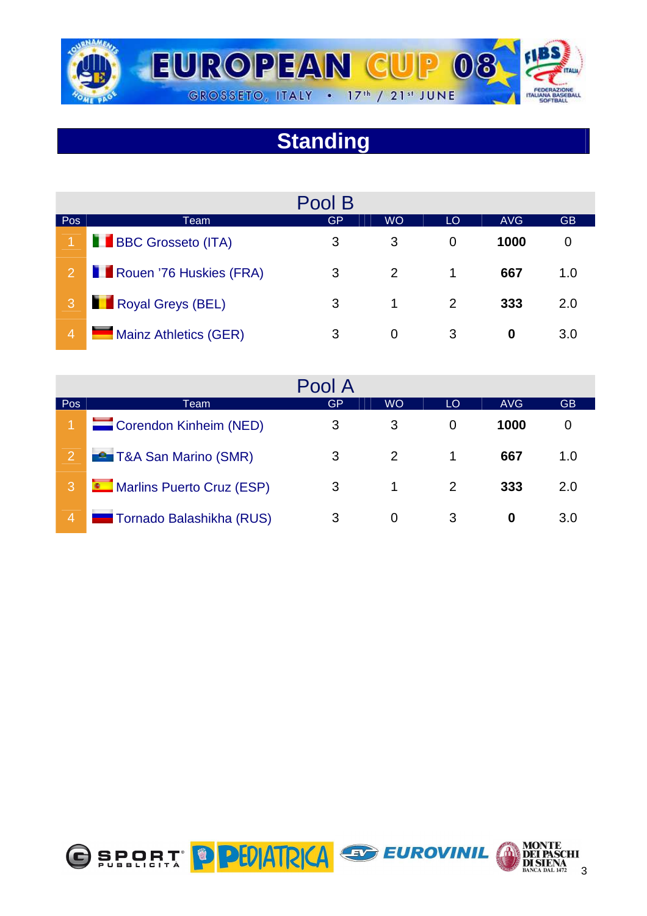## Standing

### Pool B

| Pos | Team | GP | WO | LO | AVG | GB |
|---|---|---|---|---|---|---|
| 1 | BBC Grosseto (ITA) | 3 | 3 | 0 | **1000** | 0 |
| 2 | Rouen '76 Huskies (FRA) | 3 | 2 | 1 | **667** | 1.0 |
| 3 | Royal Greys (BEL) | 3 | 1 | 2 | **333** | 2.0 |
| 4 | Mainz Athletics (GER) | 3 | 0 | 3 | **0** | 3.0 |

### Pool A

| Pos | Team | GP | WO | LO | AVG | GB |
|---|---|---|---|---|---|---|
| 1 | Corendon Kinheim (NED) | 3 | 3 | 0 | **1000** | 0 |
| 2 | T&A San Marino (SMR) | 3 | 2 | 1 | **667** | 1.0 |
| 3 | Marlins Puerto Cruz (ESP) | 3 | 1 | 2 | **333** | 2.0 |
| 4 | Tornado Balashikha (RUS) | 3 | 0 | 3 | **0** | 3.0 |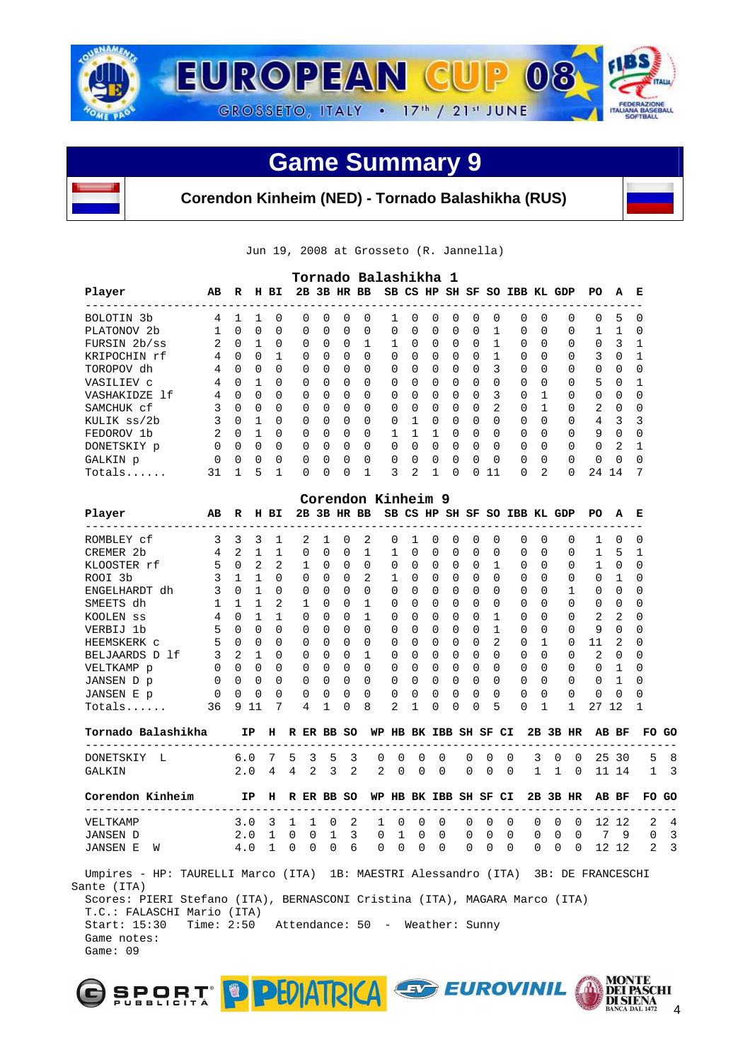# EUROPEAN CUP 08

GROSSETO, ITALY • 17th / 21st JUNE

## Game Summary 9

**Corendon Kinheim (NED) - Tornado Balashikha (RUS)**

Jun 19, 2008 at Grosseto (R. Jannella)

### Tornado Balashikha 1

| Player | AB | R | H | BI | 2B | 3B | HR | BB | SB | CS | HP | SH | SF | SO | IBB | KL | GDP | PO | A | E |
|---|---|---|---|---|---|---|---|---|---|---|---|---|---|---|---|---|---|---|---|---|
| BOLOTIN 3b | 4 | 1 | 1 | 0 | 0 | 0 | 0 | 0 | 1 | 0 | 0 | 0 | 0 | 0 | 0 | 0 | 0 | 0 | 5 | 0 |
| PLATONOV 2b | 1 | 0 | 0 | 0 | 0 | 0 | 0 | 0 | 0 | 0 | 0 | 0 | 0 | 1 | 0 | 0 | 0 | 1 | 1 | 0 |
| FURSIN 2b/ss | 2 | 0 | 1 | 0 | 0 | 0 | 0 | 1 | 1 | 0 | 0 | 0 | 0 | 1 | 0 | 0 | 0 | 0 | 3 | 1 |
| KRIPOCHIN rf | 4 | 0 | 0 | 1 | 0 | 0 | 0 | 0 | 0 | 0 | 0 | 0 | 0 | 1 | 0 | 0 | 0 | 3 | 0 | 1 |
| TOROPOV dh | 4 | 0 | 0 | 0 | 0 | 0 | 0 | 0 | 0 | 0 | 0 | 0 | 0 | 3 | 0 | 0 | 0 | 0 | 0 | 0 |
| VASILIEV c | 4 | 0 | 1 | 0 | 0 | 0 | 0 | 0 | 0 | 0 | 0 | 0 | 0 | 0 | 0 | 0 | 0 | 5 | 0 | 1 |
| VASHAKIDZE lf | 4 | 0 | 0 | 0 | 0 | 0 | 0 | 0 | 0 | 0 | 0 | 0 | 0 | 3 | 0 | 1 | 0 | 0 | 0 | 0 |
| SAMCHUK cf | 3 | 0 | 0 | 0 | 0 | 0 | 0 | 0 | 0 | 0 | 0 | 0 | 0 | 2 | 0 | 1 | 0 | 2 | 0 | 0 |
| KULIK ss/2b | 3 | 0 | 1 | 0 | 0 | 0 | 0 | 0 | 0 | 1 | 0 | 0 | 0 | 0 | 0 | 0 | 0 | 4 | 3 | 3 |
| FEDOROV 1b | 2 | 0 | 1 | 0 | 0 | 0 | 0 | 0 | 1 | 1 | 1 | 0 | 0 | 0 | 0 | 0 | 0 | 9 | 0 | 0 |
| DONETSKIY p | 0 | 0 | 0 | 0 | 0 | 0 | 0 | 0 | 0 | 0 | 0 | 0 | 0 | 0 | 0 | 0 | 0 | 0 | 2 | 1 |
| GALKIN p | 0 | 0 | 0 | 0 | 0 | 0 | 0 | 0 | 0 | 0 | 0 | 0 | 0 | 0 | 0 | 0 | 0 | 0 | 0 | 0 |
| Totals...... | 31 | 1 | 5 | 1 | 0 | 0 | 0 | 1 | 3 | 2 | 1 | 0 | 0 | 11 | 0 | 2 | 0 | 24 | 14 | 7 |

### Corendon Kinheim 9

| Player | AB | R | H | BI | 2B | 3B | HR | BB | SB | CS | HP | SH | SF | SO | IBB | KL | GDP | PO | A | E |
|---|---|---|---|---|---|---|---|---|---|---|---|---|---|---|---|---|---|---|---|---|
| ROMBLEY cf | 3 | 3 | 3 | 1 | 2 | 1 | 0 | 2 | 0 | 1 | 0 | 0 | 0 | 0 | 0 | 0 | 0 | 1 | 0 | 0 |
| CREMER 2b | 4 | 2 | 1 | 1 | 0 | 0 | 0 | 1 | 1 | 0 | 0 | 0 | 0 | 0 | 0 | 0 | 0 | 1 | 5 | 1 |
| KLOOSTER rf | 5 | 0 | 2 | 2 | 1 | 0 | 0 | 0 | 0 | 0 | 0 | 0 | 0 | 1 | 0 | 0 | 0 | 1 | 0 | 0 |
| ROOI 3b | 3 | 1 | 1 | 0 | 0 | 0 | 0 | 2 | 1 | 0 | 0 | 0 | 0 | 0 | 0 | 0 | 0 | 0 | 1 | 0 |
| ENGELHARDT dh | 3 | 0 | 1 | 0 | 0 | 0 | 0 | 0 | 0 | 0 | 0 | 0 | 0 | 0 | 0 | 0 | 1 | 0 | 0 | 0 |
| SMEETS dh | 1 | 1 | 1 | 2 | 1 | 0 | 0 | 1 | 0 | 0 | 0 | 0 | 0 | 0 | 0 | 0 | 0 | 0 | 0 | 0 |
| KOOLEN ss | 4 | 0 | 1 | 1 | 0 | 0 | 0 | 1 | 0 | 0 | 0 | 0 | 0 | 1 | 0 | 0 | 0 | 2 | 2 | 0 |
| VERBIJ 1b | 5 | 0 | 0 | 0 | 0 | 0 | 0 | 0 | 0 | 0 | 0 | 0 | 0 | 1 | 0 | 0 | 0 | 9 | 0 | 0 |
| HEEMSKERK c | 5 | 0 | 0 | 0 | 0 | 0 | 0 | 0 | 0 | 0 | 0 | 0 | 0 | 2 | 0 | 1 | 0 | 11 | 2 | 0 |
| BELJAARDS D lf | 3 | 2 | 1 | 0 | 0 | 0 | 0 | 1 | 0 | 0 | 0 | 0 | 0 | 0 | 0 | 0 | 0 | 2 | 0 | 0 |
| VELTKAMP p | 0 | 0 | 0 | 0 | 0 | 0 | 0 | 0 | 0 | 0 | 0 | 0 | 0 | 0 | 0 | 0 | 0 | 0 | 1 | 0 |
| JANSEN D p | 0 | 0 | 0 | 0 | 0 | 0 | 0 | 0 | 0 | 0 | 0 | 0 | 0 | 0 | 0 | 0 | 0 | 0 | 1 | 0 |
| JANSEN E p | 0 | 0 | 0 | 0 | 0 | 0 | 0 | 0 | 0 | 0 | 0 | 0 | 0 | 0 | 0 | 0 | 0 | 0 | 0 | 0 |
| Totals...... | 36 | 9 | 11 | 7 | 4 | 1 | 0 | 8 | 2 | 1 | 0 | 0 | 0 | 5 | 0 | 1 | 1 | 27 | 12 | 1 |

| Tornado Balashikha | IP | H | R | ER | BB | SO | WP | HB | BK | IBB | SH | SF | CI | 2B | 3B | HR | AB | BF | FO | GO |
|---|---|---|---|---|---|---|---|---|---|---|---|---|---|---|---|---|---|---|---|---|
| DONETSKIY L | 6.0 | 7 | 5 | 3 | 5 | 3 | 0 | 0 | 0 | 0 | 0 | 0 | 0 | 3 | 0 | 0 | 25 | 30 | 5 | 8 |
| GALKIN | 2.0 | 4 | 4 | 2 | 3 | 2 | 2 | 0 | 0 | 0 | 0 | 0 | 0 | 1 | 1 | 0 | 11 | 14 | 1 | 3 |

| Corendon Kinheim | IP | H | R | ER | BB | SO | WP | HB | BK | IBB | SH | SF | CI | 2B | 3B | HR | AB | BF | FO | GO |
|---|---|---|---|---|---|---|---|---|---|---|---|---|---|---|---|---|---|---|---|---|
| VELTKAMP | 3.0 | 3 | 1 | 1 | 0 | 2 | 1 | 0 | 0 | 0 | 0 | 0 | 0 | 0 | 0 | 0 | 12 | 12 | 2 | 4 |
| JANSEN D | 2.0 | 1 | 0 | 0 | 1 | 3 | 0 | 1 | 0 | 0 | 0 | 0 | 0 | 0 | 0 | 0 | 7 | 9 | 0 | 3 |
| JANSEN E W | 4.0 | 1 | 0 | 0 | 0 | 6 | 0 | 0 | 0 | 0 | 0 | 0 | 0 | 0 | 0 | 0 | 12 | 12 | 2 | 3 |

Umpires - HP: TAURELLI Marco (ITA) 1B: MAESTRI Alessandro (ITA) 3B: DE FRANCESCHI Sante (ITA)
Scores: PIERI Stefano (ITA), BERNASCONI Cristina (ITA), MAGARA Marco (ITA)
T.C.: FALASCHI Mario (ITA)
Start: 15:30 Time: 2:50 Attendance: 50 - Weather: Sunny
Game notes:
Game: 09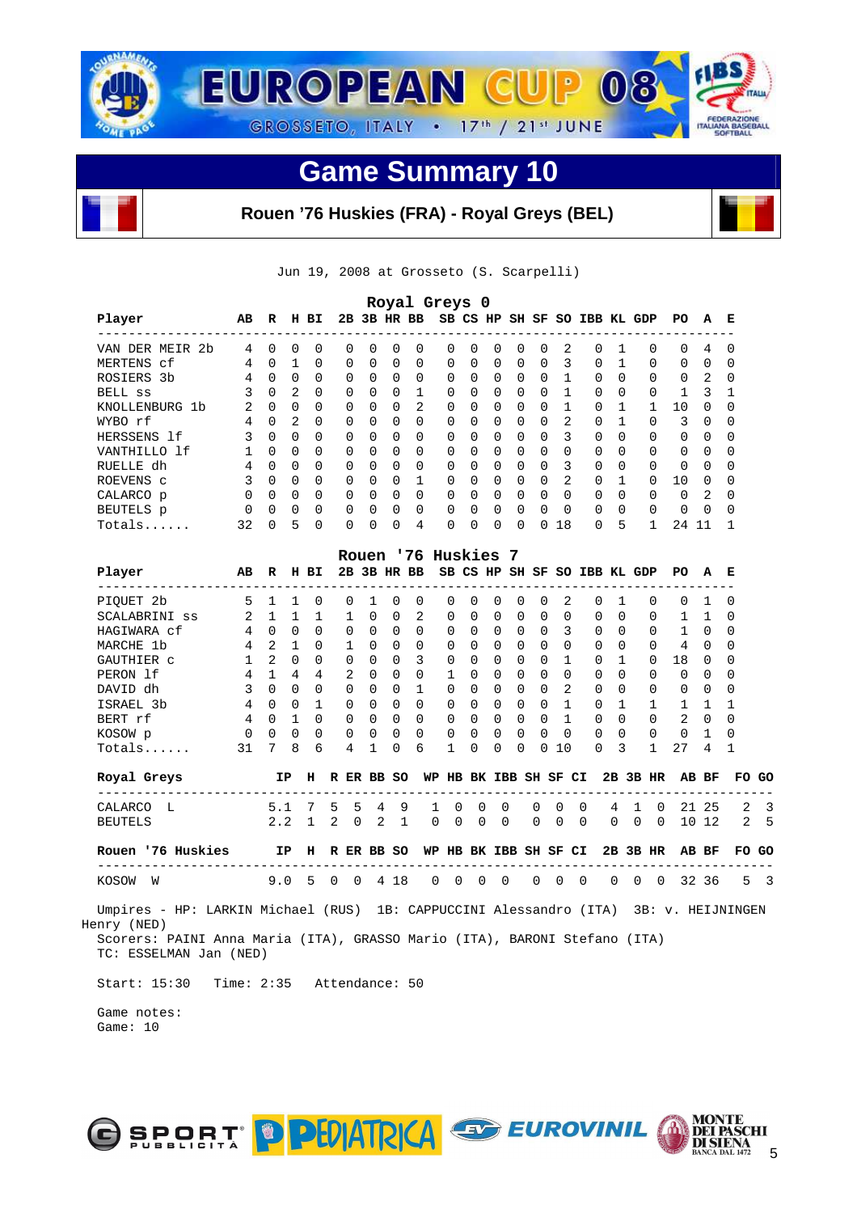# EUROPEAN CUP 08

GROSSETO, ITALY • 17th / 21st JUNE

## Game Summary 10

### Rouen '76 Huskies (FRA) - Royal Greys (BEL)

Jun 19, 2008 at Grosseto (S. Scarpelli)

**Royal Greys 0**

| Player | AB | R | H | BI | 2B | 3B | HR | BB | SB | CS | HP | SH | SF | SO | IBB | KL | GDP | PO | A | E |
|---|---|---|---|---|---|---|---|---|---|---|---|---|---|---|---|---|---|---|---|---|
| VAN DER MEIR 2b | 4 | 0 | 0 | 0 | 0 | 0 | 0 | 0 | 0 | 0 | 0 | 0 | 0 | 2 | 0 | 1 | 0 | 0 | 4 | 0 |
| MERTENS cf | 4 | 0 | 1 | 0 | 0 | 0 | 0 | 0 | 0 | 0 | 0 | 0 | 0 | 3 | 0 | 1 | 0 | 0 | 0 | 0 |
| ROSIERS 3b | 4 | 0 | 0 | 0 | 0 | 0 | 0 | 0 | 0 | 0 | 0 | 0 | 0 | 1 | 0 | 0 | 0 | 0 | 2 | 0 |
| BELL ss | 3 | 0 | 2 | 0 | 0 | 0 | 0 | 1 | 0 | 0 | 0 | 0 | 0 | 1 | 0 | 0 | 0 | 1 | 3 | 1 |
| KNOLLENBURG 1b | 2 | 0 | 0 | 0 | 0 | 0 | 0 | 2 | 0 | 0 | 0 | 0 | 0 | 1 | 0 | 1 | 1 | 10 | 0 | 0 |
| WYBO rf | 4 | 0 | 2 | 0 | 0 | 0 | 0 | 0 | 0 | 0 | 0 | 0 | 0 | 2 | 0 | 1 | 0 | 3 | 0 | 0 |
| HERSSENS lf | 3 | 0 | 0 | 0 | 0 | 0 | 0 | 0 | 0 | 0 | 0 | 0 | 0 | 3 | 0 | 0 | 0 | 0 | 0 | 0 |
| VANTHILLO lf | 1 | 0 | 0 | 0 | 0 | 0 | 0 | 0 | 0 | 0 | 0 | 0 | 0 | 0 | 0 | 0 | 0 | 0 | 0 | 0 |
| RUELLE dh | 4 | 0 | 0 | 0 | 0 | 0 | 0 | 0 | 0 | 0 | 0 | 0 | 0 | 3 | 0 | 0 | 0 | 0 | 0 | 0 |
| ROEVENS c | 3 | 0 | 0 | 0 | 0 | 0 | 0 | 1 | 0 | 0 | 0 | 0 | 0 | 2 | 0 | 1 | 0 | 10 | 0 | 0 |
| CALARCO p | 0 | 0 | 0 | 0 | 0 | 0 | 0 | 0 | 0 | 0 | 0 | 0 | 0 | 0 | 0 | 0 | 0 | 0 | 2 | 0 |
| BEUTELS p | 0 | 0 | 0 | 0 | 0 | 0 | 0 | 0 | 0 | 0 | 0 | 0 | 0 | 0 | 0 | 0 | 0 | 0 | 0 | 0 |
| Totals...... | 32 | 0 | 5 | 0 | 0 | 0 | 0 | 4 | 0 | 0 | 0 | 0 | 0 | 18 | 0 | 5 | 1 | 24 | 11 | 1 |

**Rouen '76 Huskies 7**

| Player | AB | R | H | BI | 2B | 3B | HR | BB | SB | CS | HP | SH | SF | SO | IBB | KL | GDP | PO | A | E |
|---|---|---|---|---|---|---|---|---|---|---|---|---|---|---|---|---|---|---|---|---|
| PIQUET 2b | 5 | 1 | 1 | 0 | 0 | 1 | 0 | 0 | 0 | 0 | 0 | 0 | 0 | 2 | 0 | 1 | 0 | 0 | 1 | 0 |
| SCALABRINI ss | 2 | 1 | 1 | 1 | 1 | 0 | 0 | 2 | 0 | 0 | 0 | 0 | 0 | 0 | 0 | 0 | 0 | 1 | 1 | 0 |
| HAGIWARA cf | 4 | 0 | 0 | 0 | 0 | 0 | 0 | 0 | 0 | 0 | 0 | 0 | 0 | 3 | 0 | 0 | 0 | 1 | 0 | 0 |
| MARCHE 1b | 4 | 2 | 1 | 0 | 1 | 0 | 0 | 0 | 0 | 0 | 0 | 0 | 0 | 0 | 0 | 0 | 0 | 4 | 0 | 0 |
| GAUTHIER c | 1 | 2 | 0 | 0 | 0 | 0 | 0 | 3 | 0 | 0 | 0 | 0 | 0 | 1 | 0 | 1 | 0 | 18 | 0 | 0 |
| PERON lf | 4 | 1 | 4 | 4 | 2 | 0 | 0 | 0 | 1 | 0 | 0 | 0 | 0 | 0 | 0 | 0 | 0 | 0 | 0 | 0 |
| DAVID dh | 3 | 0 | 0 | 0 | 0 | 0 | 0 | 1 | 0 | 0 | 0 | 0 | 0 | 2 | 0 | 0 | 0 | 0 | 0 | 0 |
| ISRAEL 3b | 4 | 0 | 0 | 1 | 0 | 0 | 0 | 0 | 0 | 0 | 0 | 0 | 0 | 1 | 0 | 1 | 1 | 1 | 1 | 1 |
| BERT rf | 4 | 0 | 1 | 0 | 0 | 0 | 0 | 0 | 0 | 0 | 0 | 0 | 0 | 1 | 0 | 0 | 0 | 2 | 0 | 0 |
| KOSOW p | 0 | 0 | 0 | 0 | 0 | 0 | 0 | 0 | 0 | 0 | 0 | 0 | 0 | 0 | 0 | 0 | 0 | 0 | 1 | 0 |
| Totals...... | 31 | 7 | 8 | 6 | 4 | 1 | 0 | 6 | 1 | 0 | 0 | 0 | 0 | 10 | 0 | 3 | 1 | 27 | 4 | 1 |

| Royal Greys | IP | H | R | ER | BB | SO | WP | HB | BK | IBB | SH | SF | CI | 2B | 3B | HR | AB | BF | FO | GO |
|---|---|---|---|---|---|---|---|---|---|---|---|---|---|---|---|---|---|---|---|---|
| CALARCO L | 5.1 | 7 | 5 | 5 | 4 | 9 | 1 | 0 | 0 | 0 | 0 | 0 | 0 | 4 | 1 | 0 | 21 | 25 | 2 | 3 |
| BEUTELS | 2.2 | 1 | 2 | 0 | 2 | 1 | 0 | 0 | 0 | 0 | 0 | 0 | 0 | 0 | 0 | 0 | 10 | 12 | 2 | 5 |

| Rouen '76 Huskies | IP | H | R | ER | BB | SO | WP | HB | BK | IBB | SH | SF | CI | 2B | 3B | HR | AB | BF | FO | GO |
|---|---|---|---|---|---|---|---|---|---|---|---|---|---|---|---|---|---|---|---|---|
| KOSOW W | 9.0 | 5 | 0 | 0 | 4 | 18 | 0 | 0 | 0 | 0 | 0 | 0 | 0 | 0 | 0 | 0 | 32 | 36 | 5 | 3 |

Umpires - HP: LARKIN Michael (RUS) 1B: CAPPUCCINI Alessandro (ITA) 3B: v. HEIJNINGEN Henry (NED)
Scorers: PAINI Anna Maria (ITA), GRASSO Mario (ITA), BARONI Stefano (ITA)
TC: ESSELMAN Jan (NED)

Start: 15:30 Time: 2:35 Attendance: 50

Game notes:
Game: 10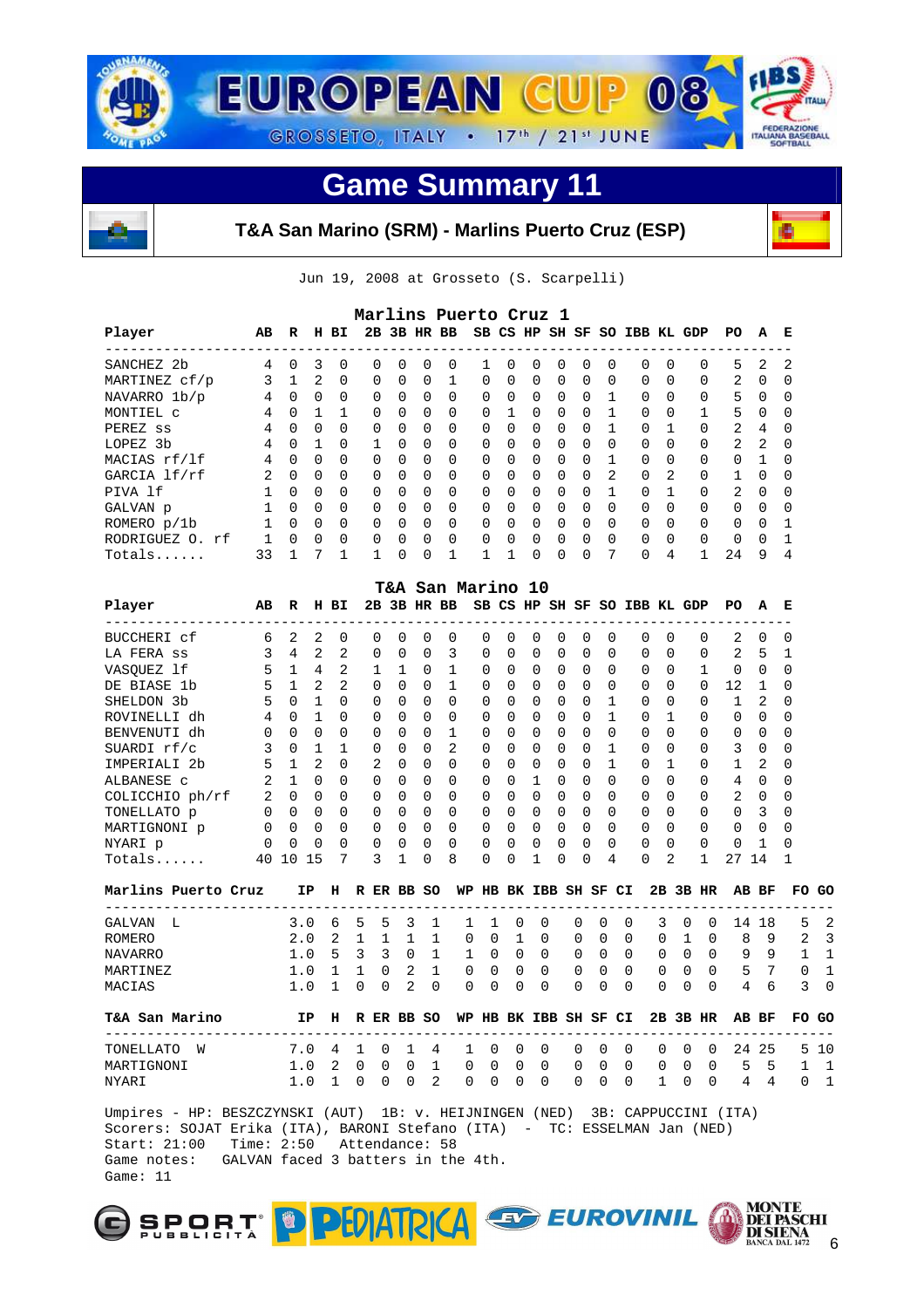# EUROPEAN CUP 08

GROSSETO, ITALY • 17th / 21st JUNE

## Game Summary 11

**T&A San Marino (SRM) - Marlins Puerto Cruz (ESP)**

Jun 19, 2008 at Grosseto (S. Scarpelli)

### Marlins Puerto Cruz 1

| Player | AB | R | H | BI | 2B | 3B | HR | BB | SB | CS | HP | SH | SF | SO | IBB | KL | GDP | PO | A | E |
|---|---|---|---|---|---|---|---|---|---|---|---|---|---|---|---|---|---|---|---|---|
| SANCHEZ 2b | 4 | 0 | 3 | 0 | 0 | 0 | 0 | 0 | 1 | 0 | 0 | 0 | 0 | 0 | 0 | 0 | 0 | 5 | 2 | 2 |
| MARTINEZ cf/p | 3 | 1 | 2 | 0 | 0 | 0 | 0 | 1 | 0 | 0 | 0 | 0 | 0 | 0 | 0 | 0 | 0 | 2 | 0 | 0 |
| NAVARRO 1b/p | 4 | 0 | 0 | 0 | 0 | 0 | 0 | 0 | 0 | 0 | 0 | 0 | 0 | 1 | 0 | 0 | 0 | 5 | 0 | 0 |
| MONTIEL c | 4 | 0 | 1 | 1 | 0 | 0 | 0 | 0 | 0 | 1 | 0 | 0 | 0 | 1 | 0 | 0 | 0 | 5 | 0 | 0 |
| PEREZ ss | 4 | 0 | 0 | 0 | 0 | 0 | 0 | 0 | 0 | 0 | 0 | 0 | 0 | 1 | 0 | 1 | 0 | 2 | 4 | 0 |
| LOPEZ 3b | 4 | 0 | 1 | 0 | 1 | 0 | 0 | 0 | 0 | 0 | 0 | 0 | 0 | 0 | 0 | 0 | 0 | 2 | 2 | 0 |
| MACIAS rf/lf | 4 | 0 | 0 | 0 | 0 | 0 | 0 | 0 | 0 | 0 | 0 | 0 | 0 | 1 | 0 | 0 | 0 | 0 | 1 | 0 |
| GARCIA lf/rf | 2 | 0 | 0 | 0 | 0 | 0 | 0 | 0 | 0 | 0 | 0 | 0 | 0 | 2 | 0 | 2 | 0 | 1 | 0 | 0 |
| PIVA lf | 1 | 0 | 0 | 0 | 0 | 0 | 0 | 0 | 0 | 0 | 0 | 0 | 0 | 1 | 0 | 1 | 0 | 2 | 0 | 0 |
| GALVAN p | 1 | 0 | 0 | 0 | 0 | 0 | 0 | 0 | 0 | 0 | 0 | 0 | 0 | 0 | 0 | 0 | 0 | 0 | 0 | 0 |
| ROMERO p/1b | 1 | 0 | 0 | 0 | 0 | 0 | 0 | 0 | 0 | 0 | 0 | 0 | 0 | 0 | 0 | 0 | 0 | 0 | 0 | 1 |
| RODRIGUEZ O. rf | 1 | 0 | 0 | 0 | 0 | 0 | 0 | 0 | 0 | 0 | 0 | 0 | 0 | 0 | 0 | 0 | 0 | 0 | 0 | 1 |
| Totals...... | 33 | 1 | 7 | 1 | 1 | 0 | 0 | 1 | 1 | 1 | 0 | 0 | 0 | 7 | 0 | 4 | 1 | 24 | 9 | 4 |

### T&A San Marino 10

| Player | AB | R | H | BI | 2B | 3B | HR | BB | SB | CS | HP | SH | SF | SO | IBB | KL | GDP | PO | A | E |
|---|---|---|---|---|---|---|---|---|---|---|---|---|---|---|---|---|---|---|---|---|
| BUCCHERI cf | 6 | 2 | 2 | 0 | 0 | 0 | 0 | 0 | 0 | 0 | 0 | 0 | 0 | 0 | 0 | 0 | 0 | 2 | 0 | 0 |
| LA FERA ss | 3 | 4 | 2 | 2 | 0 | 0 | 0 | 3 | 0 | 0 | 0 | 0 | 0 | 0 | 0 | 0 | 0 | 2 | 5 | 1 |
| VASQUEZ lf | 5 | 1 | 4 | 2 | 1 | 1 | 0 | 1 | 0 | 0 | 0 | 0 | 0 | 0 | 0 | 0 | 1 | 0 | 0 | 0 |
| DE BIASE 1b | 5 | 1 | 2 | 2 | 0 | 0 | 0 | 1 | 0 | 0 | 0 | 0 | 0 | 0 | 0 | 0 | 0 | 12 | 1 | 0 |
| SHELDON 3b | 5 | 0 | 1 | 0 | 0 | 0 | 0 | 0 | 0 | 0 | 0 | 0 | 0 | 1 | 0 | 0 | 0 | 1 | 2 | 0 |
| ROVINELLI dh | 4 | 0 | 1 | 0 | 0 | 0 | 0 | 0 | 0 | 0 | 0 | 0 | 0 | 1 | 0 | 1 | 0 | 0 | 0 | 0 |
| BENVENUTI dh | 0 | 0 | 0 | 0 | 0 | 0 | 0 | 1 | 0 | 0 | 0 | 0 | 0 | 0 | 0 | 0 | 0 | 0 | 0 | 0 |
| SUARDI rf/c | 3 | 0 | 1 | 1 | 0 | 0 | 0 | 2 | 0 | 0 | 0 | 0 | 0 | 1 | 0 | 0 | 0 | 3 | 0 | 0 |
| IMPERIALI 2b | 5 | 1 | 2 | 0 | 2 | 0 | 0 | 0 | 0 | 0 | 0 | 0 | 0 | 1 | 0 | 1 | 0 | 1 | 2 | 0 |
| ALBANESE c | 2 | 1 | 0 | 0 | 0 | 0 | 0 | 0 | 0 | 0 | 1 | 0 | 0 | 0 | 0 | 0 | 0 | 4 | 0 | 0 |
| COLICCHIO ph/rf | 2 | 0 | 0 | 0 | 0 | 0 | 0 | 0 | 0 | 0 | 0 | 0 | 0 | 0 | 0 | 0 | 0 | 2 | 0 | 0 |
| TONELLATO p | 0 | 0 | 0 | 0 | 0 | 0 | 0 | 0 | 0 | 0 | 0 | 0 | 0 | 0 | 0 | 0 | 0 | 0 | 3 | 0 |
| MARTIGNONI p | 0 | 0 | 0 | 0 | 0 | 0 | 0 | 0 | 0 | 0 | 0 | 0 | 0 | 0 | 0 | 0 | 0 | 0 | 0 | 0 |
| NYARI p | 0 | 0 | 0 | 0 | 0 | 0 | 0 | 0 | 0 | 0 | 0 | 0 | 0 | 0 | 0 | 0 | 0 | 0 | 1 | 0 |
| Totals...... | 40 | 10 | 15 | 7 | 3 | 1 | 0 | 8 | 0 | 0 | 1 | 0 | 0 | 4 | 0 | 2 | 1 | 27 | 14 | 1 |

| Marlins Puerto Cruz | IP | H | R | ER | BB | SO | WP | HB | BK | IBB | SH | SF | CI | 2B | 3B | HR | AB | BF | FO | GO |
|---|---|---|---|---|---|---|---|---|---|---|---|---|---|---|---|---|---|---|---|---|
| GALVAN L | 3.0 | 6 | 5 | 5 | 3 | 1 | 1 | 1 | 0 | 0 | 0 | 0 | 0 | 3 | 0 | 0 | 14 | 18 | 5 | 2 |
| ROMERO | 2.0 | 2 | 1 | 1 | 1 | 1 | 0 | 0 | 1 | 0 | 0 | 0 | 0 | 0 | 1 | 0 | 8 | 9 | 2 | 3 |
| NAVARRO | 1.0 | 5 | 3 | 3 | 0 | 1 | 1 | 0 | 0 | 0 | 0 | 0 | 0 | 0 | 0 | 0 | 9 | 9 | 1 | 1 |
| MARTINEZ | 1.0 | 1 | 1 | 0 | 2 | 1 | 0 | 0 | 0 | 0 | 0 | 0 | 0 | 0 | 0 | 0 | 5 | 7 | 0 | 1 |
| MACIAS | 1.0 | 1 | 0 | 0 | 2 | 0 | 0 | 0 | 0 | 0 | 0 | 0 | 0 | 0 | 0 | 0 | 4 | 6 | 3 | 0 |

| T&A San Marino | IP | H | R | ER | BB | SO | WP | HB | BK | IBB | SH | SF | CI | 2B | 3B | HR | AB | BF | FO | GO |
|---|---|---|---|---|---|---|---|---|---|---|---|---|---|---|---|---|---|---|---|---|
| TONELLATO W | 7.0 | 4 | 1 | 0 | 1 | 4 | 1 | 0 | 0 | 0 | 0 | 0 | 0 | 0 | 0 | 0 | 24 | 25 | 5 | 10 |
| MARTIGNONI | 1.0 | 2 | 0 | 0 | 0 | 1 | 0 | 0 | 0 | 0 | 0 | 0 | 0 | 0 | 0 | 0 | 5 | 5 | 1 | 1 |
| NYARI | 1.0 | 1 | 0 | 0 | 0 | 2 | 0 | 0 | 0 | 0 | 0 | 0 | 0 | 1 | 0 | 0 | 4 | 4 | 0 | 1 |

Umpires - HP: BESZCZYNSKI (AUT) 1B: v. HEIJNINGEN (NED) 3B: CAPPUCCINI (ITA)
Scorers: SOJAT Erika (ITA), BARONI Stefano (ITA) - TC: ESSELMAN Jan (NED)
Start: 21:00 Time: 2:50 Attendance: 58
Game notes: GALVAN faced 3 batters in the 4th.
Game: 11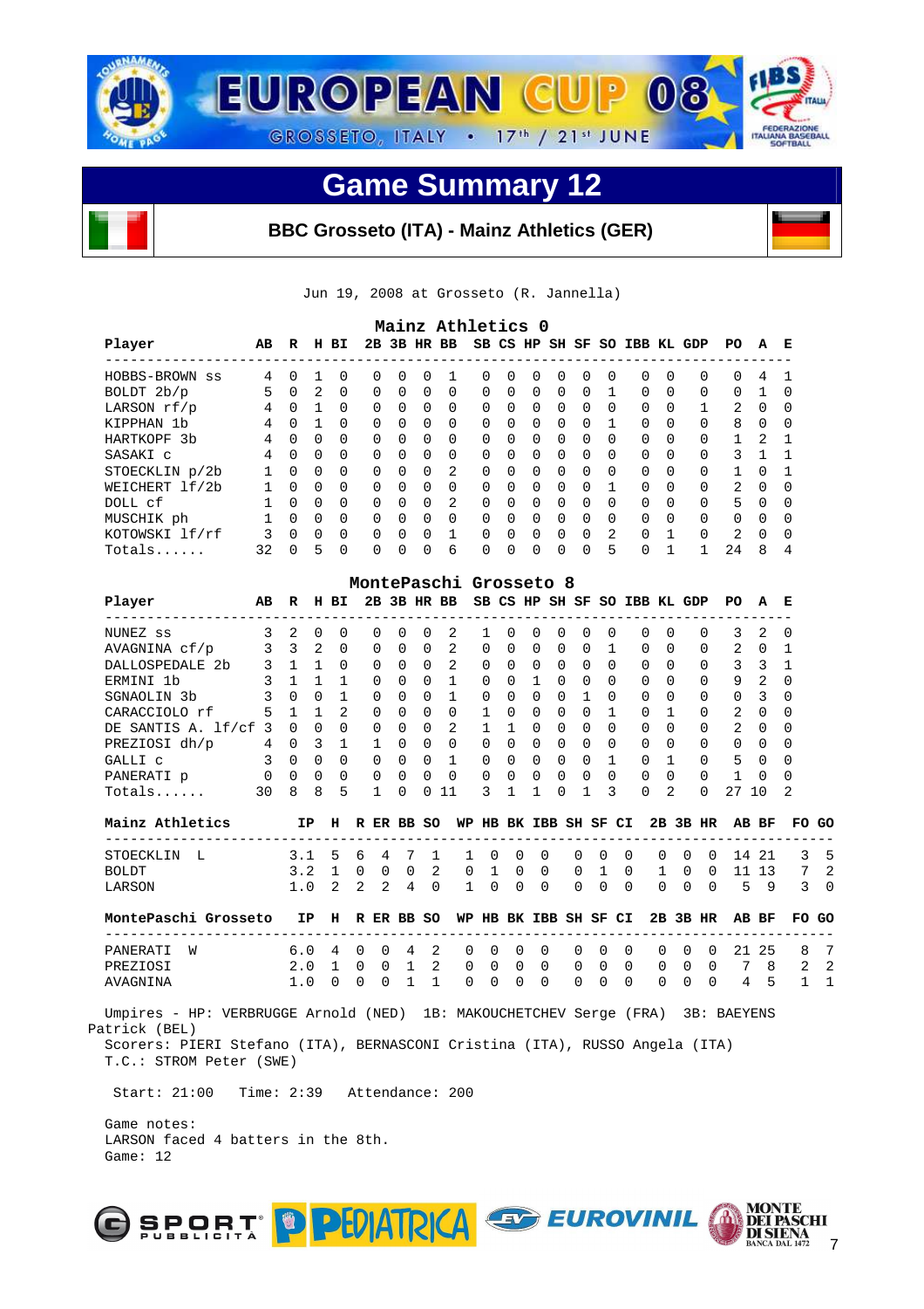# EUROPEAN CUP 08

GROSSETO, ITALY • 17th / 21st JUNE

## Game Summary 12

**BBC Grosseto (ITA) - Mainz Athletics (GER)**

Jun 19, 2008 at Grosseto (R. Jannella)

### Mainz Athletics 0

| Player | AB | R | H | BI | 2B | 3B | HR | BB | SB | CS | HP | SH | SF | SO | IBB | KL | GDP | PO | A | E |
|---|---|---|---|---|---|---|---|---|---|---|---|---|---|---|---|---|---|---|---|---|
| HOBBS-BROWN ss | 4 | 0 | 1 | 0 | 0 | 0 | 0 | 1 | 0 | 0 | 0 | 0 | 0 | 0 | 0 | 0 | 0 | 0 | 4 | 1 |
| BOLDT 2b/p | 5 | 0 | 2 | 0 | 0 | 0 | 0 | 0 | 0 | 0 | 0 | 0 | 0 | 1 | 0 | 0 | 0 | 0 | 1 | 0 |
| LARSON rf/p | 4 | 0 | 1 | 0 | 0 | 0 | 0 | 0 | 0 | 0 | 0 | 0 | 0 | 0 | 0 | 0 | 1 | 2 | 0 | 0 |
| KIPPHAN 1b | 4 | 0 | 1 | 0 | 0 | 0 | 0 | 0 | 0 | 0 | 0 | 0 | 0 | 1 | 0 | 0 | 0 | 8 | 0 | 0 |
| HARTKOPF 3b | 4 | 0 | 0 | 0 | 0 | 0 | 0 | 0 | 0 | 0 | 0 | 0 | 0 | 0 | 0 | 0 | 0 | 1 | 2 | 1 |
| SASAKI c | 4 | 0 | 0 | 0 | 0 | 0 | 0 | 0 | 0 | 0 | 0 | 0 | 0 | 0 | 0 | 0 | 0 | 3 | 1 | 1 |
| STOECKLIN p/2b | 1 | 0 | 0 | 0 | 0 | 0 | 0 | 2 | 0 | 0 | 0 | 0 | 0 | 0 | 0 | 0 | 0 | 1 | 0 | 1 |
| WEICHERT lf/2b | 1 | 0 | 0 | 0 | 0 | 0 | 0 | 0 | 0 | 0 | 0 | 0 | 0 | 1 | 0 | 0 | 0 | 2 | 0 | 0 |
| DOLL cf | 1 | 0 | 0 | 0 | 0 | 0 | 0 | 2 | 0 | 0 | 0 | 0 | 0 | 0 | 0 | 0 | 0 | 5 | 0 | 0 |
| MUSCHIK ph | 1 | 0 | 0 | 0 | 0 | 0 | 0 | 0 | 0 | 0 | 0 | 0 | 0 | 0 | 0 | 0 | 0 | 0 | 0 | 0 |
| KOTOWSKI lf/rf | 3 | 0 | 0 | 0 | 0 | 0 | 0 | 1 | 0 | 0 | 0 | 0 | 0 | 2 | 0 | 1 | 0 | 2 | 0 | 0 |
| Totals...... | 32 | 0 | 5 | 0 | 0 | 0 | 0 | 6 | 0 | 0 | 0 | 0 | 0 | 5 | 0 | 1 | 1 | 24 | 8 | 4 |

### MontePaschi Grosseto 8

| Player | AB | R | H | BI | 2B | 3B | HR | BB | SB | CS | HP | SH | SF | SO | IBB | KL | GDP | PO | A | E |
|---|---|---|---|---|---|---|---|---|---|---|---|---|---|---|---|---|---|---|---|---|
| NUNEZ ss | 3 | 2 | 0 | 0 | 0 | 0 | 0 | 2 | 1 | 0 | 0 | 0 | 0 | 0 | 0 | 0 | 0 | 3 | 2 | 0 |
| AVAGNINA cf/p | 3 | 3 | 2 | 0 | 0 | 0 | 0 | 2 | 0 | 0 | 0 | 0 | 0 | 1 | 0 | 0 | 0 | 2 | 0 | 1 |
| DALLOSPEDALE 2b | 3 | 1 | 1 | 0 | 0 | 0 | 0 | 2 | 0 | 0 | 0 | 0 | 0 | 0 | 0 | 0 | 0 | 3 | 3 | 1 |
| ERMINI 1b | 3 | 1 | 1 | 1 | 0 | 0 | 0 | 1 | 0 | 0 | 1 | 0 | 0 | 0 | 0 | 0 | 0 | 9 | 2 | 0 |
| SGNAOLIN 3b | 3 | 0 | 0 | 1 | 0 | 0 | 0 | 1 | 0 | 0 | 0 | 0 | 1 | 0 | 0 | 0 | 0 | 0 | 3 | 0 |
| CARACCIOLO rf | 5 | 1 | 1 | 2 | 0 | 0 | 0 | 0 | 1 | 0 | 0 | 0 | 0 | 1 | 0 | 1 | 0 | 2 | 0 | 0 |
| DE SANTIS A. lf/cf | 3 | 0 | 0 | 0 | 0 | 0 | 0 | 2 | 1 | 1 | 0 | 0 | 0 | 0 | 0 | 0 | 0 | 2 | 0 | 0 |
| PREZIOSI dh/p | 4 | 0 | 3 | 1 | 1 | 0 | 0 | 0 | 0 | 0 | 0 | 0 | 0 | 0 | 0 | 0 | 0 | 0 | 0 | 0 |
| GALLI c | 3 | 0 | 0 | 0 | 0 | 0 | 0 | 1 | 0 | 0 | 0 | 0 | 0 | 1 | 0 | 1 | 0 | 5 | 0 | 0 |
| PANERATI p | 0 | 0 | 0 | 0 | 0 | 0 | 0 | 0 | 0 | 0 | 0 | 0 | 0 | 0 | 0 | 0 | 0 | 1 | 0 | 0 |
| Totals...... | 30 | 8 | 8 | 5 | 1 | 0 | 0 | 11 | 3 | 1 | 1 | 0 | 1 | 3 | 0 | 2 | 0 | 27 | 10 | 2 |

| Mainz Athletics | IP | H | R | ER | BB | SO | WP | HB | BK | IBB | SH | SF | CI | 2B | 3B | HR | AB | BF | FO | GO |
|---|---|---|---|---|---|---|---|---|---|---|---|---|---|---|---|---|---|---|---|---|
| STOECKLIN L | 3.1 | 5 | 6 | 4 | 7 | 1 | 1 | 0 | 0 | 0 | 0 | 0 | 0 | 0 | 0 | 0 | 14 | 21 | 3 | 5 |
| BOLDT | 3.2 | 1 | 0 | 0 | 0 | 2 | 0 | 1 | 0 | 0 | 0 | 1 | 0 | 1 | 0 | 0 | 11 | 13 | 7 | 2 |
| LARSON | 1.0 | 2 | 2 | 2 | 4 | 0 | 1 | 0 | 0 | 0 | 0 | 0 | 0 | 0 | 0 | 0 | 5 | 9 | 3 | 0 |

| MontePaschi Grosseto | IP | H | R | ER | BB | SO | WP | HB | BK | IBB | SH | SF | CI | 2B | 3B | HR | AB | BF | FO | GO |
|---|---|---|---|---|---|---|---|---|---|---|---|---|---|---|---|---|---|---|---|---|
| PANERATI W | 6.0 | 4 | 0 | 0 | 4 | 2 | 0 | 0 | 0 | 0 | 0 | 0 | 0 | 0 | 0 | 0 | 21 | 25 | 8 | 7 |
| PREZIOSI | 2.0 | 1 | 0 | 0 | 1 | 2 | 0 | 0 | 0 | 0 | 0 | 0 | 0 | 0 | 0 | 0 | 7 | 8 | 2 | 2 |
| AVAGNINA | 1.0 | 0 | 0 | 0 | 1 | 1 | 0 | 0 | 0 | 0 | 0 | 0 | 0 | 0 | 0 | 0 | 4 | 5 | 1 | 1 |

Umpires - HP: VERBRUGGE Arnold (NED) 1B: MAKOUCHETCHEV Serge (FRA) 3B: BAEYENS Patrick (BEL)
Scorers: PIERI Stefano (ITA), BERNASCONI Cristina (ITA), RUSSO Angela (ITA)
T.C.: STROM Peter (SWE)

Start: 21:00 Time: 2:39 Attendance: 200

Game notes:
LARSON faced 4 batters in the 8th.
Game: 12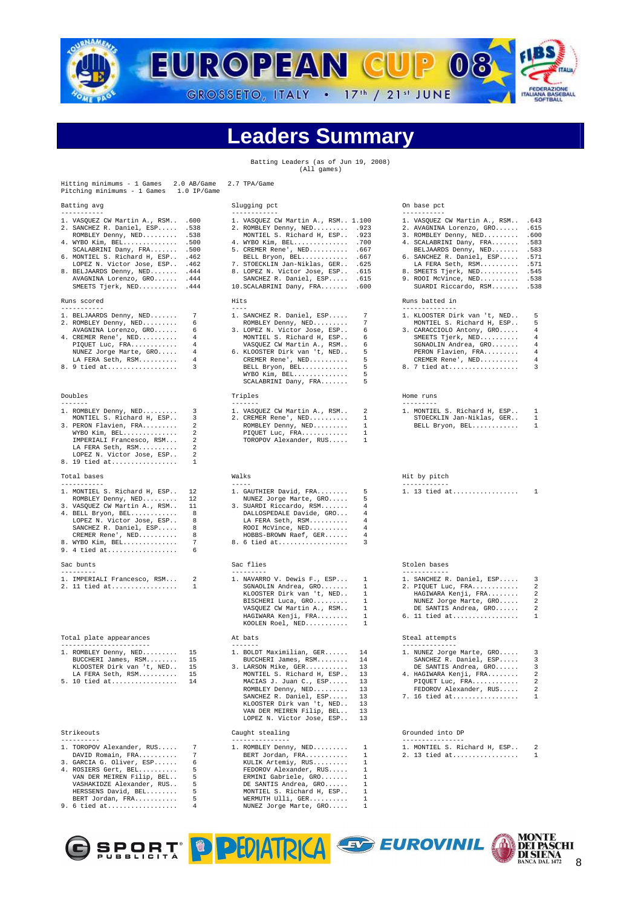# Leaders Summary

Batting Leaders (as of Jun 19, 2008)
(All games)

Hitting minimums - 1 Games 2.0 AB/Game 2.7 TPA/Game
Pitching minimums - 1 Games 1.0 IP/Game

### Batting avg

| Rank | Player | Value |
|---|---|---|
| 1. | VASQUEZ CW Martin A., RSM | .600 |
| 2. | SANCHEZ R. Daniel, ESP | .538 |
| | ROMBLEY Denny, NED | .538 |
| 4. | WYBO Kim, BEL | .500 |
| | SCALABRINI Dany, FRA | .500 |
| 6. | MONTIEL S. Richard H, ESP | .462 |
| | LOPEZ N. Victor Jose, ESP | .462 |
| 8. | BELJAARDS Denny, NED | .444 |
| | AVAGNINA Lorenzo, GRO | .444 |
| | SMEETS Tjerk, NED | .444 |

### Slugging pct

| Rank | Player | Value |
|---|---|---|
| 1. | VASQUEZ CW Martin A., RSM | 1.100 |
| 2. | ROMBLEY Denny, NED | .923 |
| | MONTIEL S. Richard H, ESP | .923 |
| 4. | WYBO Kim, BEL | .700 |
| 5. | CREMER Rene', NED | .667 |
| | BELL Bryon, BEL | .667 |
| 7. | STOECKLIN Jan-Niklas, GER | .625 |
| 8. | LOPEZ N. Victor Jose, ESP | .615 |
| | SANCHEZ R. Daniel, ESP | .615 |
| 10. | SCALABRINI Dany, FRA | .600 |

### On base pct

| Rank | Player | Value |
|---|---|---|
| 1. | VASQUEZ CW Martin A., RSM | .643 |
| 2. | AVAGNINA Lorenzo, GRO | .615 |
| 3. | ROMBLEY Denny, NED | .600 |
| 4. | SCALABRINI Dany, FRA | .583 |
| | BELJAARDS Denny, NED | .583 |
| 6. | SANCHEZ R. Daniel, ESP | .571 |
| | LA FERA Seth, RSM | .571 |
| 8. | SMEETS Tjerk, NED | .545 |
| 9. | ROOI McVince, NED | .538 |
| | SUARDI Riccardo, RSM | .538 |

### Runs scored

| Rank | Player | Value |
|---|---|---|
| 1. | BELJAARDS Denny, NED | 7 |
| 2. | ROMBLEY Denny, NED | 6 |
| | AVAGNINA Lorenzo, GRO | 6 |
| 4. | CREMER Rene', NED | 4 |
| | PIQUET Luc, FRA | 4 |
| | NUNEZ Jorge Marte, GRO | 4 |
| | LA FERA Seth, RSM | 4 |
| 8. | 9 tied at | 3 |

### Hits

| Rank | Player | Value |
|---|---|---|
| 1. | SANCHEZ R. Daniel, ESP | 7 |
| | ROMBLEY Denny, NED | 7 |
| 3. | LOPEZ N. Victor Jose, ESP | 6 |
| | MONTIEL S. Richard H, ESP | 6 |
| | VASQUEZ CW Martin A., RSM | 6 |
| 6. | KLOOSTER Dirk van 't, NED | 5 |
| | CREMER Rene', NED | 5 |
| | BELL Bryon, BEL | 5 |
| | WYBO Kim, BEL | 5 |
| | SCALABRINI Dany, FRA | 5 |

### Runs batted in

| Rank | Player | Value |
|---|---|---|
| 1. | KLOOSTER Dirk van 't, NED | 5 |
| | MONTIEL S. Richard H, ESP | 5 |
| 3. | CARACCIOLO Antony, GRO | 4 |
| | SMEETS Tjerk, NED | 4 |
| | SGNAOLIN Andrea, GRO | 4 |
| | PERON Flavien, FRA | 4 |
| | CREMER Rene', NED | 4 |
| 8. | 7 tied at | 3 |

### Doubles

| Rank | Player | Value |
|---|---|---|
| 1. | ROMBLEY Denny, NED | 3 |
| | MONTIEL S. Richard H, ESP | 3 |
| 3. | PERON Flavien, FRA | 2 |
| | WYBO Kim, BEL | 2 |
| | IMPERIALI Francesco, RSM | 2 |
| | LA FERA Seth, RSM | 2 |
| | LOPEZ N. Victor Jose, ESP | 2 |
| 8. | 19 tied at | 1 |

### Triples

| Rank | Player | Value |
|---|---|---|
| 1. | VASQUEZ CW Martin A., RSM | 2 |
| 2. | CREMER Rene', NED | 1 |
| | ROMBLEY Denny, NED | 1 |
| | PIQUET Luc, FRA | 1 |
| | TOROPOV Alexander, RUS | 1 |

### Home runs

| Rank | Player | Value |
|---|---|---|
| 1. | MONTIEL S. Richard H, ESP | 1 |
| | STOECKLIN Jan-Niklas, GER | 1 |
| | BELL Bryon, BEL | 1 |

### Total bases

| Rank | Player | Value |
|---|---|---|
| 1. | MONTIEL S. Richard H, ESP | 12 |
| | ROMBLEY Denny, NED | 12 |
| 3. | VASQUEZ CW Martin A., RSM | 11 |
| 4. | BELL Bryon, BEL | 8 |
| | LOPEZ N. Victor Jose, ESP | 8 |
| | SANCHEZ R. Daniel, ESP | 8 |
| | CREMER Rene', NED | 8 |
| 8. | WYBO Kim, BEL | 7 |
| 9. | 4 tied at | 6 |

### Walks

| Rank | Player | Value |
|---|---|---|
| 1. | GAUTHIER David, FRA | 5 |
| | NUNEZ Jorge Marte, GRO | 5 |
| 3. | SUARDI Riccardo, RSM | 4 |
| | DALLOSPEDALE Davide, GRO | 4 |
| | LA FERA Seth, RSM | 4 |
| | ROOI McVince, NED | 4 |
| | HOBBS-BROWN Raef, GER | 4 |
| 8. | 6 tied at | 3 |

### Hit by pitch

| Rank | Player | Value |
|---|---|---|
| 1. | 13 tied at | 1 |

### Sac bunts

| Rank | Player | Value |
|---|---|---|
| 1. | IMPERIALI Francesco, RSM | 2 |
| 2. | 11 tied at | 1 |

### Sac flies

| Rank | Player | Value |
|---|---|---|
| 1. | NAVARRO V. Dewis F., ESP | 1 |
| | SGNAOLIN Andrea, GRO | 1 |
| | KLOOSTER Dirk van 't, NED | 1 |
| | BISCHERI Luca, GRO | 1 |
| | VASQUEZ CW Martin A., RSM | 1 |
| | HAGIWARA Kenji, FRA | 1 |
| | KOOLEN Roel, NED | 1 |

### Stolen bases

| Rank | Player | Value |
|---|---|---|
| 1. | SANCHEZ R. Daniel, ESP | 3 |
| 2. | PIQUET Luc, FRA | 2 |
| | HAGIWARA Kenji, FRA | 2 |
| | NUNEZ Jorge Marte, GRO | 2 |
| | DE SANTIS Andrea, GRO | 2 |
| 6. | 11 tied at | 1 |

### Total plate appearances

| Rank | Player | Value |
|---|---|---|
| 1. | ROMBLEY Denny, NED | 15 |
| | BUCCHERI James, RSM | 15 |
| | KLOOSTER Dirk van 't, NED | 15 |
| | LA FERA Seth, RSM | 15 |
| 5. | 10 tied at | 14 |

### At bats

| Rank | Player | Value |
|---|---|---|
| 1. | BOLDT Maximilian, GER | 14 |
| | BUCCHERI James, RSM | 14 |
| 3. | LARSON Mike, GER | 13 |
| | MONTIEL S. Richard H, ESP | 13 |
| | MACIAS J. Juan C., ESP | 13 |
| | ROMBLEY Denny, NED | 13 |
| | SANCHEZ R. Daniel, ESP | 13 |
| | KLOOSTER Dirk van 't, NED | 13 |
| | VAN DER MEIREN Filip, BEL | 13 |
| | LOPEZ N. Victor Jose, ESP | 13 |

### Steal attempts

| Rank | Player | Value |
|---|---|---|
| 1. | NUNEZ Jorge Marte, GRO | 3 |
| | SANCHEZ R. Daniel, ESP | 3 |
| | DE SANTIS Andrea, GRO | 3 |
| 4. | HAGIWARA Kenji, FRA | 2 |
| | PIQUET Luc, FRA | 2 |
| | FEDOROV Alexander, RUS | 2 |
| 7. | 16 tied at | 1 |

### Strikeouts

| Rank | Player | Value |
|---|---|---|
| 1. | TOROPOV Alexander, RUS | 7 |
| | DAVID Romain, FRA | 7 |
| 3. | GARCIA G. Oliver, ESP | 6 |
| 4. | ROSIERS Gert, BEL | 5 |
| | VAN DER MEIREN Filip, BEL | 5 |
| | VASHAKIDZE Alexander, RUS | 5 |
| | HERSSENS David, BEL | 5 |
| | BERT Jordan, FRA | 5 |
| 9. | 6 tied at | 4 |

### Caught stealing

| Rank | Player | Value |
|---|---|---|
| 1. | ROMBLEY Denny, NED | 1 |
| | BERT Jordan, FRA | 1 |
| | KULIK Artemiy, RUS | 1 |
| | FEDOROV Alexander, RUS | 1 |
| | ERMINI Gabriele, GRO | 1 |
| | DE SANTIS Andrea, GRO | 1 |
| | MONTIEL S. Richard H, ESP | 1 |
| | WERMUTH Ulli, GER | 1 |
| | NUNEZ Jorge Marte, GRO | 1 |

### Grounded into DP

| Rank | Player | Value |
|---|---|---|
| 1. | MONTIEL S. Richard H, ESP | 2 |
| 2. | 13 tied at | 1 |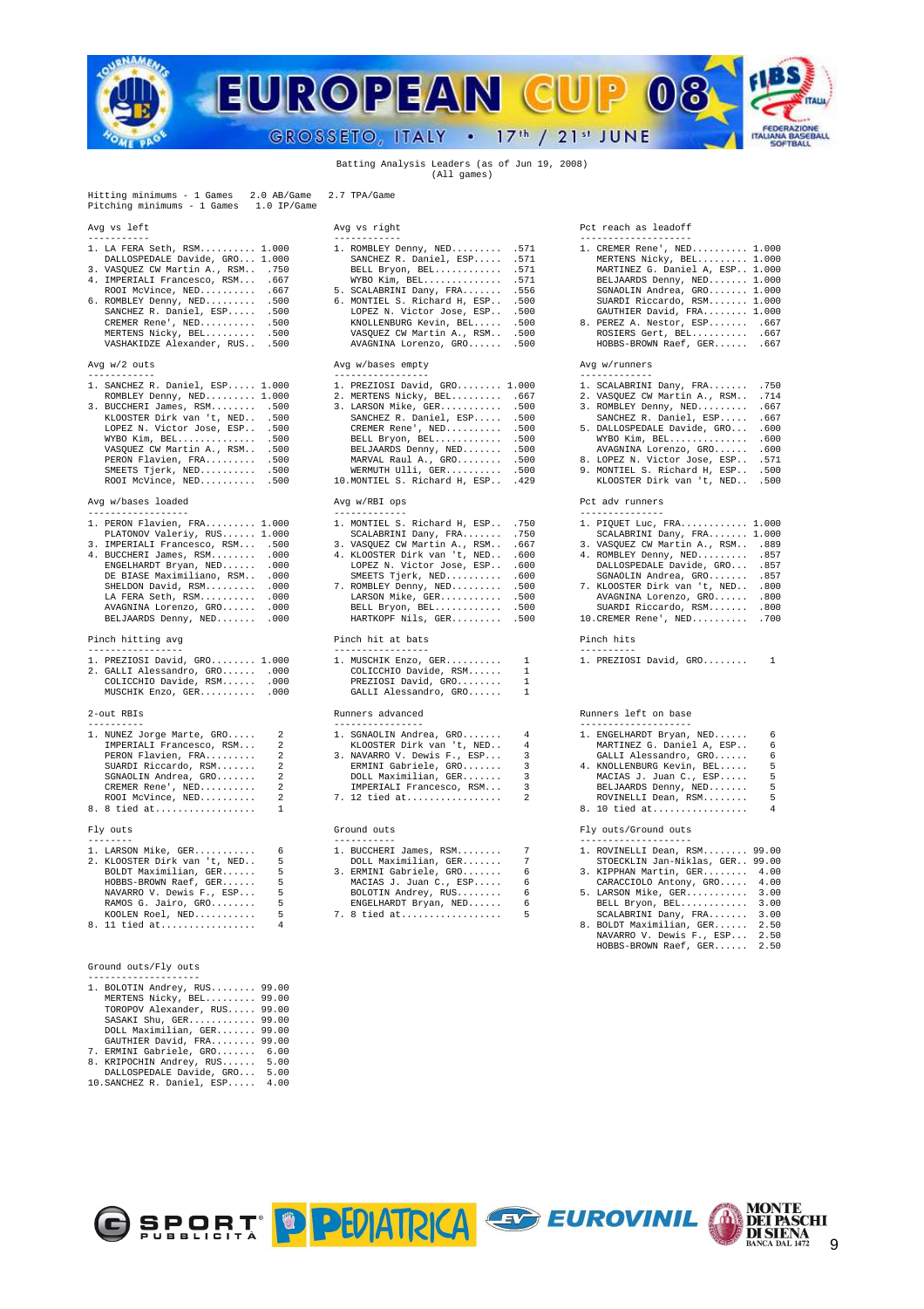Batting Analysis Leaders (as of Jun 19, 2008)
(All games)

Hitting minimums - 1 Games 2.0 AB/Game 2.7 TPA/Game
Pitching minimums - 1 Games 1.0 IP/Game

```
Avg vs left                          Avg vs right                         Pct reach as leadoff
-----------                          ------------                         --------------------
1. LA FERA Seth, RSM.......... 1.000  1. ROMBLEY Denny, NED......... .571  1. CREMER Rene', NED.......... 1.000
   DALLOSPEDALE Davide, GRO... 1.000     SANCHEZ R. Daniel, ESP..... .571     MERTENS Nicky, BEL......... 1.000
3. VASQUEZ CW Martin A., RSM..  .750     BELL Bryon, BEL............ .571     MARTINEZ G. Daniel A, ESP.. 1.000
4. IMPERIALI Francesco, RSM...  .667     WYBO Kim, BEL.............. .571     BELJAARDS Denny, NED....... 1.000
   ROOI McVince, NED..........  .667  5. SCALABRINI Dany, FRA....... .556     SGNAOLIN Andrea, GRO....... 1.000
6. ROMBLEY Denny, NED.........  .500  6. MONTIEL S. Richard H, ESP.. .500     SUARDI Riccardo, RSM....... 1.000
   SANCHEZ R. Daniel, ESP.....  .500     LOPEZ N. Victor Jose, ESP.. .500     GAUTHIER David, FRA........ 1.000
   CREMER Rene', NED..........  .500     KNOLLENBURG Kevin, BEL..... .500  8. PEREZ A. Nestor, ESP.......  .667
   MERTENS Nicky, BEL.........  .500     VASQUEZ CW Martin A., RSM.. .500     ROSIERS Gert, BEL..........  .667
   VASHAKIDZE Alexander, RUS..  .500     AVAGNINA Lorenzo, GRO...... .500     HOBBS-BROWN Raef, GER......  .667

Avg w/2 outs                         Avg w/bases empty                    Avg w/runners
------------                         -----------------                    -------------
1. SANCHEZ R. Daniel, ESP..... 1.000  1. PREZIOSI David, GRO........ 1.000  1. SCALABRINI Dany, FRA....... .750
   ROMBLEY Denny, NED......... 1.000  2. MERTENS Nicky, BEL......... .667  2. VASQUEZ CW Martin A., RSM.. .714
3. BUCCHERI James, RSM........  .500  3. LARSON Mike, GER........... .500  3. ROMBLEY Denny, NED......... .667
   KLOOSTER Dirk van 't, NED..  .500     SANCHEZ R. Daniel, ESP..... .500     SANCHEZ R. Daniel, ESP..... .667
   LOPEZ N. Victor Jose, ESP..  .500     CREMER Rene', NED.......... .500  5. DALLOSPEDALE Davide, GRO... .600
   WYBO Kim, BEL..............  .500     BELL Bryon, BEL............ .500     WYBO Kim, BEL.............. .600
   VASQUEZ CW Martin A., RSM..  .500     BELJAARDS Denny, NED....... .500     AVAGNINA Lorenzo, GRO...... .600
   PERON Flavien, FRA.........  .500     MARVAL Raul A., GRO........ .500  8. LOPEZ N. Victor Jose, ESP.. .571
   SMEETS Tjerk, NED..........  .500     WERMUTH Ulli, GER.......... .500  9. MONTIEL S. Richard H, ESP.. .500
   ROOI McVince, NED..........  .500  10.MONTIEL S. Richard H, ESP.. .429     KLOOSTER Dirk van 't, NED.. .500

Avg w/bases loaded                   Avg w/RBI ops                        Pct adv runners
------------------                   -------------                        ---------------
1. PERON Flavien, FRA......... 1.000  1. MONTIEL S. Richard H, ESP.. .750  1. PIQUET Luc, FRA............ 1.000
   PLATONOV Valeriy, RUS...... 1.000     SCALABRINI Dany, FRA....... .750     SCALABRINI Dany, FRA....... 1.000
3. IMPERIALI Francesco, RSM...  .500  3. VASQUEZ CW Martin A., RSM.. .667  3. VASQUEZ CW Martin A., RSM..  .889
4. BUCCHERI James, RSM........  .000  4. KLOOSTER Dirk van 't, NED.. .600  4. ROMBLEY Denny, NED.........  .857
   ENGELHARDT Bryan, NED......  .000     LOPEZ N. Victor Jose, ESP.. .600     DALLOSPEDALE Davide, GRO...  .857
   DE BIASE Maximiliano, RSM..  .000     SMEETS Tjerk, NED.......... .600     SGNAOLIN Andrea, GRO.......  .857
   SHELDON David, RSM.........  .000  7. ROMBLEY Denny, NED......... .500  7. KLOOSTER Dirk van 't, NED..  .800
   LA FERA Seth, RSM..........  .000     LARSON Mike, GER........... .500     AVAGNINA Lorenzo, GRO......  .800
   AVAGNINA Lorenzo, GRO......  .000     BELL Bryon, BEL............ .500     SUARDI Riccardo, RSM.......  .800
   BELJAARDS Denny, NED.......  .000     HARTKOPF Nils, GER......... .500  10.CREMER Rene', NED..........  .700

Pinch hitting avg                    Pinch hit at bats                    Pinch hits
-----------------                    -----------------                    ----------
1. PREZIOSI David, GRO........ 1.000  1. MUSCHIK Enzo, GER..........    1  1. PREZIOSI David, GRO........    1
2. GALLI Alessandro, GRO......  .000     COLICCHIO Davide, RSM......    1
   COLICCHIO Davide, RSM......  .000     PREZIOSI David, GRO........    1
   MUSCHIK Enzo, GER..........  .000     GALLI Alessandro, GRO......    1

2-out RBIs                           Runners advanced                     Runners left on base
----------                           ----------------                     --------------------
1. NUNEZ Jorge Marte, GRO.....    2  1. SGNAOLIN Andrea, GRO.......    4  1. ENGELHARDT Bryan, NED......    6
   IMPERIALI Francesco, RSM...    2     KLOOSTER Dirk van 't, NED..    4     MARTINEZ G. Daniel A, ESP..    6
   PERON Flavien, FRA.........    2  3. NAVARRO V. Dewis F., ESP...    3     GALLI Alessandro, GRO......    6
   SUARDI Riccardo, RSM.......    2     ERMINI Gabriele, GRO.......    3  4. KNOLLENBURG Kevin, BEL.....    5
   SGNAOLIN Andrea, GRO.......    2     DOLL Maximilian, GER.......    3     MACIAS J. Juan C., ESP.....    5
   CREMER Rene', NED..........    2     IMPERIALI Francesco, RSM...    3     BELJAARDS Denny, NED.......    5
   ROOI McVince, NED..........    2  7. 12 tied at.................    2     ROVINELLI Dean, RSM........    5
8. 8 tied at..................    1                                       8. 10 tied at.................    4

Fly outs                             Ground outs                          Fly outs/Ground outs
--------                             -----------                          --------------------
1. LARSON Mike, GER...........    6  1. BUCCHERI James, RSM........    7  1. ROVINELLI Dean, RSM........ 99.00
2. KLOOSTER Dirk van 't, NED..    5     DOLL Maximilian, GER.......    7     STOECKLIN Jan-Niklas, GER.. 99.00
   BOLDT Maximilian, GER......    5  3. ERMINI Gabriele, GRO.......    6  3. KIPPHAN Martin, GER........  4.00
   HOBBS-BROWN Raef, GER......    5     MACIAS J. Juan C., ESP.....    6     CARACCIOLO Antony, GRO.....  4.00
   NAVARRO V. Dewis F., ESP...    5     BOLOTIN Andrey, RUS........    6  5. LARSON Mike, GER...........  3.00
   RAMOS G. Jairo, GRO........    5     ENGELHARDT Bryan, NED......    6     BELL Bryon, BEL............  3.00
   KOOLEN Roel, NED...........    5  7. 8 tied at..................    5     SCALABRINI Dany, FRA.......  3.00
8. 11 tied at.................    4                                       8. BOLDT Maximilian, GER......  2.50
                                                                             NAVARRO V. Dewis F., ESP...  2.50
                                                                             HOBBS-BROWN Raef, GER......  2.50

Ground outs/Fly outs
--------------------
1. BOLOTIN Andrey, RUS........ 99.00
   MERTENS Nicky, BEL......... 99.00
   TOROPOV Alexander, RUS..... 99.00
   SASAKI Shu, GER............ 99.00
   DOLL Maximilian, GER....... 99.00
   GAUTHIER David, FRA........ 99.00
7. ERMINI Gabriele, GRO.......  6.00
8. KRIPOCHIN Andrey, RUS......  5.00
   DALLOSPEDALE Davide, GRO...  5.00
10.SANCHEZ R. Daniel, ESP.....  4.00
```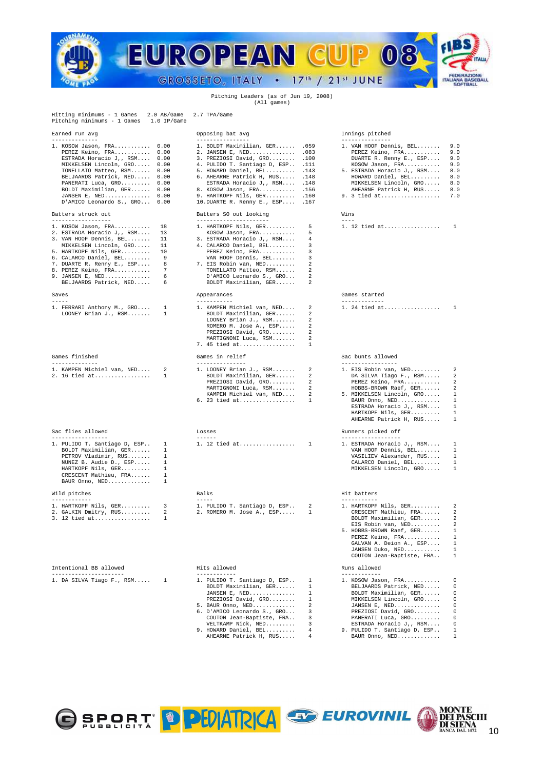Pitching Leaders (as of Jun 19, 2008)
(All games)

Hitting minimums - 1 Games 2.0 AB/Game 2.7 TPA/Game
Pitching minimums - 1 Games 1.0 IP/Game

### Earned run avg

| Rank | Player | Value |
|---|---|---|
| 1. | KOSOW Jason, FRA | 0.00 |
| | PEREZ Keino, FRA | 0.00 |
| | ESTRADA Horacio J,, RSM | 0.00 |
| | MIKKELSEN Lincoln, GRO | 0.00 |
| | TONELLATO Matteo, RSM | 0.00 |
| | BELJAARDS Patrick, NED | 0.00 |
| | PANERATI Luca, GRO | 0.00 |
| | BOLDT Maximilian, GER | 0.00 |
| | JANSEN E, NED | 0.00 |
| | D'AMICO Leonardo S., GRO | 0.00 |

### Opposing bat avg

| Rank | Player | Value |
|---|---|---|
| 1. | BOLDT Maximilian, GER | .059 |
| 2. | JANSEN E, NED | .083 |
| 3. | PREZIOSI David, GRO | .100 |
| 4. | PULIDO T. Santiago D, ESP | .111 |
| 5. | HOWARD Daniel, BEL | .143 |
| 6. | AHEARNE Patrick H, RUS | .148 |
| | ESTRADA Horacio J,, RSM | .148 |
| 8. | KOSOW Jason, FRA | .156 |
| 9. | HARTKOPF Nils, GER | .160 |
| 10. | DUARTE R. Renny E., ESP | .167 |

### Innings pitched

| Rank | Player | Value |
|---|---|---|
| 1. | VAN HOOF Dennis, BEL | 9.0 |
| | PEREZ Keino, FRA | 9.0 |
| | DUARTE R. Renny E., ESP | 9.0 |
| | KOSOW Jason, FRA | 9.0 |
| 5. | ESTRADA Horacio J,, RSM | 8.0 |
| | HOWARD Daniel, BEL | 8.0 |
| | MIKKELSEN Lincoln, GRO | 8.0 |
| | AHEARNE Patrick H, RUS | 8.0 |
| 9. | 3 tied at | 7.0 |

### Batters struck out

| Rank | Player | Value |
|---|---|---|
| 1. | KOSOW Jason, FRA | 18 |
| 2. | ESTRADA Horacio J,, RSM | 13 |
| 3. | VAN HOOF Dennis, BEL | 11 |
| | MIKKELSEN Lincoln, GRO | 11 |
| 5. | HARTKOPF Nils, GER | 10 |
| 6. | CALARCO Daniel, BEL | 9 |
| 7. | DUARTE R. Renny E., ESP | 8 |
| 8. | PEREZ Keino, FRA | 7 |
| 9. | JANSEN E, NED | 6 |
| | BELJAARDS Patrick, NED | 6 |

### Batters SO out looking

| Rank | Player | Value |
|---|---|---|
| 1. | HARTKOPF Nils, GER | 5 |
| | KOSOW Jason, FRA | 5 |
| 3. | ESTRADA Horacio J,, RSM | 4 |
| 4. | CALARCO Daniel, BEL | 3 |
| | PEREZ Keino, FRA | 3 |
| | VAN HOOF Dennis, BEL | 3 |
| 7. | EIS Robin van, NED | 2 |
| | TONELLATO Matteo, RSM | 2 |
| | D'AMICO Leonardo S., GRO | 2 |
| | BOLDT Maximilian, GER | 2 |

### Wins

| Rank | Player | Value |
|---|---|---|
| 1. | 12 tied at | 1 |

### Saves

| Rank | Player | Value |
|---|---|---|
| 1. | FERRARI Anthony M., GRO | 1 |
| | LOONEY Brian J., RSM | 1 |

### Appearances

| Rank | Player | Value |
|---|---|---|
| 1. | KAMPEN Michiel van, NED | 2 |
| | BOLDT Maximilian, GER | 2 |
| | LOONEY Brian J., RSM | 2 |
| | ROMERO M. Jose A., ESP | 2 |
| | PREZIOSI David, GRO | 2 |
| | MARTIGNONI Luca, RSM | 2 |
| 7. | 45 tied at | 1 |

### Games started

| Rank | Player | Value |
|---|---|---|
| 1. | 24 tied at | 1 |

### Games finished

| Rank | Player | Value |
|---|---|---|
| 1. | KAMPEN Michiel van, NED | 2 |
| 2. | 16 tied at | 1 |

### Games in relief

| Rank | Player | Value |
|---|---|---|
| 1. | LOONEY Brian J., RSM | 2 |
| | BOLDT Maximilian, GER | 2 |
| | PREZIOSI David, GRO | 2 |
| | MARTIGNONI Luca, RSM | 2 |
| | KAMPEN Michiel van, NED | 2 |
| 6. | 23 tied at | 1 |

### Sac bunts allowed

| Rank | Player | Value |
|---|---|---|
| 1. | EIS Robin van, NED | 2 |
| | DA SILVA Tiago F., RSM | 2 |
| | PEREZ Keino, FRA | 2 |
| | HOBBS-BROWN Raef, GER | 2 |
| 5. | MIKKELSEN Lincoln, GRO | 1 |
| | BAUR Onno, NED | 1 |
| | ESTRADA Horacio J,, RSM | 1 |
| | HARTKOPF Nils, GER | 1 |
| | AHEARNE Patrick H, RUS | 1 |

### Sac flies allowed

| Rank | Player | Value |
|---|---|---|
| 1. | PULIDO T. Santiago D, ESP | 1 |
| | BOLDT Maximilian, GER | 1 |
| | PETROV Vladimir, RUS | 1 |
| | NUNEZ B. Audie D., ESP | 1 |
| | HARTKOPF Nils, GER | 1 |
| | CRESCENT Mathieu, FRA | 1 |
| | BAUR Onno, NED | 1 |

### Losses

| Rank | Player | Value |
|---|---|---|
| 1. | 12 tied at | 1 |

### Runners picked off

| Rank | Player | Value |
|---|---|---|
| 1. | ESTRADA Horacio J,, RSM | 1 |
| | VAN HOOF Dennis, BEL | 1 |
| | VASILIEV Alexander, RUS | 1 |
| | CALARCO Daniel, BEL | 1 |
| | MIKKELSEN Lincoln, GRO | 1 |

### Wild pitches

| Rank | Player | Value |
|---|---|---|
| 1. | HARTKOPF Nils, GER | 3 |
| 2. | GALKIN Dmitry, RUS | 2 |
| 3. | 12 tied at | 1 |

### Balks

| Rank | Player | Value |
|---|---|---|
| 1. | PULIDO T. Santiago D, ESP | 2 |
| 2. | ROMERO M. Jose A., ESP | 1 |

### Hit batters

| Rank | Player | Value |
|---|---|---|
| 1. | HARTKOPF Nils, GER | 2 |
| | CRESCENT Mathieu, FRA | 2 |
| | BOLDT Maximilian, GER | 2 |
| | EIS Robin van, NED | 2 |
| 5. | HOBBS-BROWN Raef, GER | 1 |
| | PEREZ Keino, FRA | 1 |
| | GALVAN A. Deion A., ESP | 1 |
| | JANSEN Duko, NED | 1 |
| | COUTON Jean-Baptiste, FRA | 1 |

### Intentional BB allowed

| Rank | Player | Value |
|---|---|---|
| 1. | DA SILVA Tiago F., RSM | 1 |

### Hits allowed

| Rank | Player | Value |
|---|---|---|
| 1. | PULIDO T. Santiago D, ESP | 1 |
| | BOLDT Maximilian, GER | 1 |
| | JANSEN E, NED | 1 |
| | PREZIOSI David, GRO | 1 |
| 5. | BAUR Onno, NED | 2 |
| 6. | D'AMICO Leonardo S., GRO | 3 |
| | COUTON Jean-Baptiste, FRA | 3 |
| | VELTKAMP Nick, NED | 3 |
| 9. | HOWARD Daniel, BEL | 4 |
| | AHEARNE Patrick H, RUS | 4 |

### Runs allowed

| Rank | Player | Value |
|---|---|---|
| 1. | KOSOW Jason, FRA | 0 |
| | BELJAARDS Patrick, NED | 0 |
| | BOLDT Maximilian, GER | 0 |
| | MIKKELSEN Lincoln, GRO | 0 |
| | JANSEN E, NED | 0 |
| | PREZIOSI David, GRO | 0 |
| | PANERATI Luca, GRO | 0 |
| | ESTRADA Horacio J,, RSM | 0 |
| 9. | PULIDO T. Santiago D, ESP | 1 |
| | BAUR Onno, NED | 1 |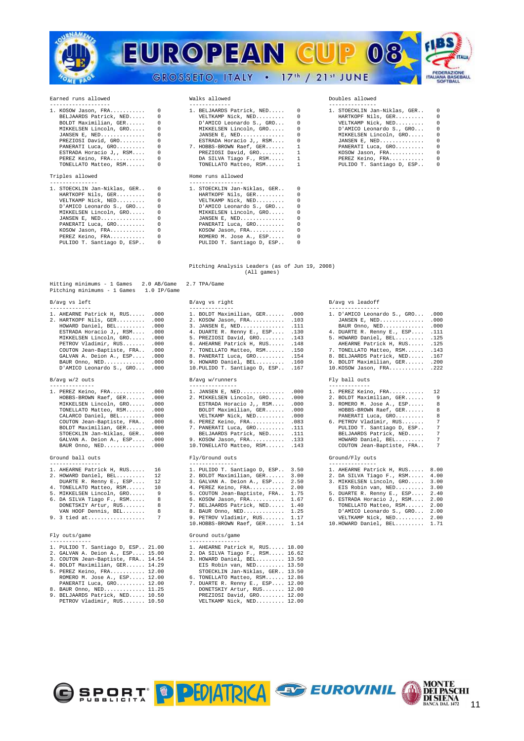### Earned runs allowed

| Rank | Player | Value |
|---|---|---|
| 1. | KOSOW Jason, FRA | 0 |
| | BELJAARDS Patrick, NED | 0 |
| | BOLDT Maximilian, GER | 0 |
| | MIKKELSEN Lincoln, GRO | 0 |
| | JANSEN E, NED | 0 |
| | PREZIOSI David, GRO | 0 |
| | PANERATI Luca, GRO | 0 |
| | ESTRADA Horacio J,, RSM | 0 |
| | PEREZ Keino, FRA | 0 |
| | TONELLATO Matteo, RSM | 0 |

### Walks allowed

| Rank | Player | Value |
|---|---|---|
| 1. | BELJAARDS Patrick, NED | 0 |
| | VELTKAMP Nick, NED | 0 |
| | D'AMICO Leonardo S., GRO | 0 |
| | MIKKELSEN Lincoln, GRO | 0 |
| | JANSEN E, NED | 0 |
| | ESTRADA Horacio J,, RSM | 0 |
| 7. | HOBBS-BROWN Raef, GER | 1 |
| | PREZIOSI David, GRO | 1 |
| | DA SILVA Tiago F., RSM | 1 |
| | TONELLATO Matteo, RSM | 1 |

### Doubles allowed

| Rank | Player | Value |
|---|---|---|
| 1. | STOECKLIN Jan-Niklas, GER | 0 |
| | HARTKOPF Nils, GER | 0 |
| | VELTKAMP Nick, NED | 0 |
| | D'AMICO Leonardo S., GRO | 0 |
| | MIKKELSEN Lincoln, GRO | 0 |
| | JANSEN E, NED | 0 |
| | PANERATI Luca, GRO | 0 |
| | KOSOW Jason, FRA | 0 |
| | PEREZ Keino, FRA | 0 |
| | PULIDO T. Santiago D, ESP | 0 |

### Triples allowed

| Rank | Player | Value |
|---|---|---|
| 1. | STOECKLIN Jan-Niklas, GER | 0 |
| | HARTKOPF Nils, GER | 0 |
| | VELTKAMP Nick, NED | 0 |
| | D'AMICO Leonardo S., GRO | 0 |
| | MIKKELSEN Lincoln, GRO | 0 |
| | JANSEN E, NED | 0 |
| | PANERATI Luca, GRO | 0 |
| | KOSOW Jason, FRA | 0 |
| | PEREZ Keino, FRA | 0 |
| | PULIDO T. Santiago D, ESP | 0 |

### Home runs allowed

| Rank | Player | Value |
|---|---|---|
| 1. | STOECKLIN Jan-Niklas, GER | 0 |
| | HARTKOPF Nils, GER | 0 |
| | VELTKAMP Nick, NED | 0 |
| | D'AMICO Leonardo S., GRO | 0 |
| | MIKKELSEN Lincoln, GRO | 0 |
| | JANSEN E, NED | 0 |
| | PANERATI Luca, GRO | 0 |
| | KOSOW Jason, FRA | 0 |
| | ROMERO M. Jose A., ESP | 0 |
| | PULIDO T. Santiago D, ESP | 0 |

## Pitching Analysis Leaders (as of Jun 19, 2008)
(All games)

Hitting minimums - 1 Games 2.0 AB/Game 2.7 TPA/Game
Pitching minimums - 1 Games 1.0 IP/Game

### B/avg vs left

| Rank | Player | Value |
|---|---|---|
| 1. | AHEARNE Patrick H, RUS | .000 |
| 2. | HARTKOPF Nils, GER | .000 |
| | HOWARD Daniel, BEL | .000 |
| | ESTRADA Horacio J,, RSM | .000 |
| | MIKKELSEN Lincoln, GRO | .000 |
| | PETROV Vladimir, RUS | .000 |
| | COUTON Jean-Baptiste, FRA | .000 |
| | GALVAN A. Deion A., ESP | .000 |
| | BAUR Onno, NED | .000 |
| | D'AMICO Leonardo S., GRO | .000 |

### B/avg vs right

| Rank | Player | Value |
|---|---|---|
| 1. | BOLDT Maximilian, GER | .000 |
| 2. | KOSOW Jason, FRA | .103 |
| 3. | JANSEN E, NED | .111 |
| 4. | DUARTE R. Renny E., ESP | .130 |
| 5. | PREZIOSI David, GRO | .143 |
| 6. | AHEARNE Patrick H, RUS | .148 |
| 7. | TONELLATO Matteo, RSM | .150 |
| 8. | PANERATI Luca, GRO | .154 |
| 9. | HOWARD Daniel, BEL | .160 |
| 10. | PULIDO T. Santiago D, ESP | .167 |

### B/avg vs leadoff

| Rank | Player | Value |
|---|---|---|
| 1. | D'AMICO Leonardo S., GRO | .000 |
| | JANSEN E, NED | .000 |
| | BAUR Onno, NED | .000 |
| 4. | DUARTE R. Renny E., ESP | .111 |
| 5. | HOWARD Daniel, BEL | .125 |
| | AHEARNE Patrick H, RUS | .125 |
| 7. | TONELLATO Matteo, RSM | .143 |
| 8. | BELJAARDS Patrick, NED | .167 |
| 9. | BOLDT Maximilian, GER | .200 |
| 10. | KOSOW Jason, FRA | .222 |

### B/avg w/2 outs

| Rank | Player | Value |
|---|---|---|
| 1. | PEREZ Keino, FRA | .000 |
| | HOBBS-BROWN Raef, GER | .000 |
| | MIKKELSEN Lincoln, GRO | .000 |
| | TONELLATO Matteo, RSM | .000 |
| | CALARCO Daniel, BEL | .000 |
| | COUTON Jean-Baptiste, FRA | .000 |
| | BOLDT Maximilian, GER | .000 |
| | STOECKLIN Jan-Niklas, GER | .000 |
| | GALVAN A. Deion A., ESP | .000 |
| | BAUR Onno, NED | .000 |

### B/avg w/runners

| Rank | Player | Value |
|---|---|---|
| 1. | JANSEN E, NED | .000 |
| 2. | MIKKELSEN Lincoln, GRO | .000 |
| | ESTRADA Horacio J,, RSM | .000 |
| | BOLDT Maximilian, GER | .000 |
| | VELTKAMP Nick, NED | .000 |
| 6. | PEREZ Keino, FRA | .083 |
| 7. | PANERATI Luca, GRO | .111 |
| | BELJAARDS Patrick, NED | .111 |
| 9. | KOSOW Jason, FRA | .133 |
| 10. | TONELLATO Matteo, RSM | .143 |

### Fly ball outs

| Rank | Player | Value |
|---|---|---|
| 1. | PEREZ Keino, FRA | 12 |
| 2. | BOLDT Maximilian, GER | 9 |
| 3. | ROMERO M. Jose A., ESP | 8 |
| | HOBBS-BROWN Raef, GER | 8 |
| | PANERATI Luca, GRO | 8 |
| 6. | PETROV Vladimir, RUS | 7 |
| | PULIDO T. Santiago D, ESP | 7 |
| | BELJAARDS Patrick, NED | 7 |
| | HOWARD Daniel, BEL | 7 |
| | COUTON Jean-Baptiste, FRA | 7 |

### Ground ball outs

| Rank | Player | Value |
|---|---|---|
| 1. | AHEARNE Patrick H, RUS | 16 |
| 2. | HOWARD Daniel, BEL | 12 |
| | DUARTE R. Renny E., ESP | 12 |
| 4. | TONELLATO Matteo, RSM | 10 |
| 5. | MIKKELSEN Lincoln, GRO | 9 |
| 6. | DA SILVA Tiago F., RSM | 8 |
| | DONETSKIY Artur, RUS | 8 |
| | VAN HOOF Dennis, BEL | 8 |
| 9. | 3 tied at | 7 |

### Fly/Ground outs

| Rank | Player | Value |
|---|---|---|
| 1. | PULIDO T. Santiago D, ESP | 3.50 |
| 2. | BOLDT Maximilian, GER | 3.00 |
| 3. | GALVAN A. Deion A., ESP | 2.50 |
| 4. | PEREZ Keino, FRA | 2.00 |
| 5. | COUTON Jean-Baptiste, FRA | 1.75 |
| 6. | KOSOW Jason, FRA | 1.67 |
| 7. | BELJAARDS Patrick, NED | 1.40 |
| 8. | BAUR Onno, NED | 1.25 |
| 9. | PETROV Vladimir, RUS | 1.17 |
| 10. | HOBBS-BROWN Raef, GER | 1.14 |

### Ground/Fly outs

| Rank | Player | Value |
|---|---|---|
| 1. | AHEARNE Patrick H, RUS | 8.00 |
| 2. | DA SILVA Tiago F., RSM | 4.00 |
| 3. | MIKKELSEN Lincoln, GRO | 3.00 |
| | EIS Robin van, NED | 3.00 |
| 5. | DUARTE R. Renny E., ESP | 2.40 |
| 6. | ESTRADA Horacio J,, RSM | 2.00 |
| | TONELLATO Matteo, RSM | 2.00 |
| | D'AMICO Leonardo S., GRO | 2.00 |
| | VELTKAMP Nick, NED | 2.00 |
| 10. | HOWARD Daniel, BEL | 1.71 |

### Fly outs/game

| Rank | Player | Value |
|---|---|---|
| 1. | PULIDO T. Santiago D, ESP | 21.00 |
| 2. | GALVAN A. Deion A., ESP | 15.00 |
| 3. | COUTON Jean-Baptiste, FRA | 14.54 |
| 4. | BOLDT Maximilian, GER | 14.29 |
| 5. | PEREZ Keino, FRA | 12.00 |
| | ROMERO M. Jose A., ESP | 12.00 |
| | PANERATI Luca, GRO | 12.00 |
| 8. | BAUR Onno, NED | 11.25 |
| 9. | BELJAARDS Patrick, NED | 10.50 |
| | PETROV Vladimir, RUS | 10.50 |

### Ground outs/game

| Rank | Player | Value |
|---|---|---|
| 1. | AHEARNE Patrick H, RUS | 18.00 |
| 2. | DA SILVA Tiago F., RSM | 16.62 |
| 3. | HOWARD Daniel, BEL | 13.50 |
| | EIS Robin van, NED | 13.50 |
| | STOECKLIN Jan-Niklas, GER | 13.50 |
| 6. | TONELLATO Matteo, RSM | 12.86 |
| 7. | DUARTE R. Renny E., ESP | 12.00 |
| | DONETSKIY Artur, RUS | 12.00 |
| | PREZIOSI David, GRO | 12.00 |
| | VELTKAMP Nick, NED | 12.00 |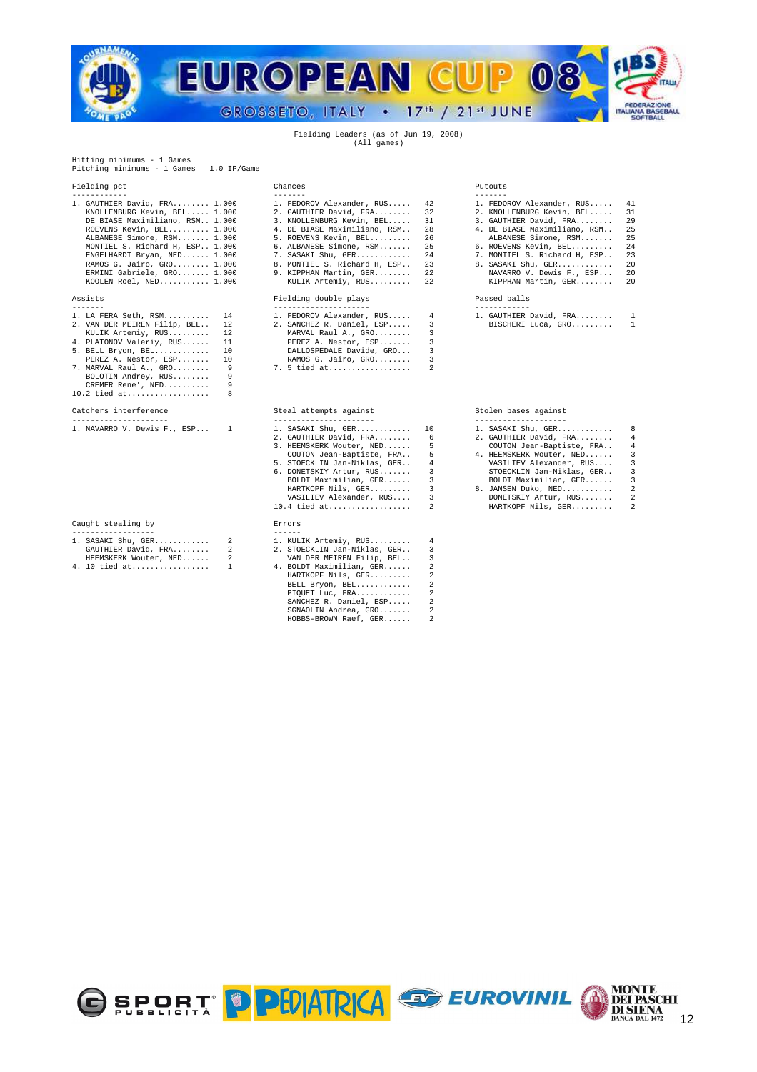Fielding Leaders (as of Jun 19, 2008)
(All games)

Hitting minimums - 1 Games
Pitching minimums - 1 Games    1.0 IP/Game

### Fielding pct

| Rank | Player | Pct |
|---|---|---|
| 1. | GAUTHIER David, FRA | 1.000 |
| | KNOLLENBURG Kevin, BEL | 1.000 |
| | DE BIASE Maximiliano, RSM | 1.000 |
| | ROEVENS Kevin, BEL | 1.000 |
| | ALBANESE Simone, RSM | 1.000 |
| | MONTIEL S. Richard H, ESP | 1.000 |
| | ENGELHARDT Bryan, NED | 1.000 |
| | RAMOS G. Jairo, GRO | 1.000 |
| | ERMINI Gabriele, GRO | 1.000 |
| | KOOLEN Roel, NED | 1.000 |

### Chances

| Rank | Player | Chances |
|---|---|---|
| 1. | FEDOROV Alexander, RUS | 42 |
| 2. | GAUTHIER David, FRA | 32 |
| 3. | KNOLLENBURG Kevin, BEL | 31 |
| 4. | DE BIASE Maximiliano, RSM | 28 |
| 5. | ROEVENS Kevin, BEL | 26 |
| 6. | ALBANESE Simone, RSM | 25 |
| 7. | SASAKI Shu, GER | 24 |
| 8. | MONTIEL S. Richard H, ESP | 23 |
| 9. | KIPPHAN Martin, GER | 22 |
| | KULIK Artemiy, RUS | 22 |

### Putouts

| Rank | Player | Putouts |
|---|---|---|
| 1. | FEDOROV Alexander, RUS | 41 |
| 2. | KNOLLENBURG Kevin, BEL | 31 |
| 3. | GAUTHIER David, FRA | 29 |
| 4. | DE BIASE Maximiliano, RSM | 25 |
| | ALBANESE Simone, RSM | 25 |
| 6. | ROEVENS Kevin, BEL | 24 |
| 7. | MONTIEL S. Richard H, ESP | 23 |
| 8. | SASAKI Shu, GER | 20 |
| | NAVARRO V. Dewis F., ESP | 20 |
| | KIPPHAN Martin, GER | 20 |

### Assists

| Rank | Player | Assists |
|---|---|---|
| 1. | LA FERA Seth, RSM | 14 |
| 2. | VAN DER MEIREN Filip, BEL | 12 |
| | KULIK Artemiy, RUS | 12 |
| 4. | PLATONOV Valeriy, RUS | 11 |
| 5. | BELL Bryon, BEL | 10 |
| | PEREZ A. Nestor, ESP | 10 |
| 7. | MARVAL Raul A., GRO | 9 |
| | BOLOTIN Andrey, RUS | 9 |
| | CREMER Rene', NED | 9 |
| 10. | 2 tied at | 8 |

### Fielding double plays

| Rank | Player | DP |
|---|---|---|
| 1. | FEDOROV Alexander, RUS | 4 |
| 2. | SANCHEZ R. Daniel, ESP | 3 |
| | MARVAL Raul A., GRO | 3 |
| | PEREZ A. Nestor, ESP | 3 |
| | DALLOSPEDALE Davide, GRO | 3 |
| | RAMOS G. Jairo, GRO | 3 |
| 7. | 5 tied at | 2 |

### Passed balls

| Rank | Player | PB |
|---|---|---|
| 1. | GAUTHIER David, FRA | 1 |
| | BISCHERI Luca, GRO | 1 |

### Catchers interference

| Rank | Player | CI |
|---|---|---|
| 1. | NAVARRO V. Dewis F., ESP | 1 |

### Steal attempts against

| Rank | Player | SBA |
|---|---|---|
| 1. | SASAKI Shu, GER | 10 |
| 2. | GAUTHIER David, FRA | 6 |
| 3. | HEEMSKERK Wouter, NED | 5 |
| | COUTON Jean-Baptiste, FRA | 5 |
| 5. | STOECKLIN Jan-Niklas, GER | 4 |
| 6. | DONETSKIY Artur, RUS | 3 |
| | BOLDT Maximilian, GER | 3 |
| | HARTKOPF Nils, GER | 3 |
| | VASILIEV Alexander, RUS | 3 |
| 10. | 4 tied at | 2 |

### Stolen bases against

| Rank | Player | SB |
|---|---|---|
| 1. | SASAKI Shu, GER | 8 |
| 2. | GAUTHIER David, FRA | 4 |
| | COUTON Jean-Baptiste, FRA | 4 |
| 4. | HEEMSKERK Wouter, NED | 3 |
| | VASILIEV Alexander, RUS | 3 |
| | STOECKLIN Jan-Niklas, GER | 3 |
| | BOLDT Maximilian, GER | 3 |
| 8. | JANSEN Duko, NED | 2 |
| | DONETSKIY Artur, RUS | 2 |
| | HARTKOPF Nils, GER | 2 |

### Caught stealing by

| Rank | Player | CS |
|---|---|---|
| 1. | SASAKI Shu, GER | 2 |
| | GAUTHIER David, FRA | 2 |
| | HEEMSKERK Wouter, NED | 2 |
| 4. | 10 tied at | 1 |

### Errors

| Rank | Player | Errors |
|---|---|---|
| 1. | KULIK Artemiy, RUS | 4 |
| 2. | STOECKLIN Jan-Niklas, GER | 3 |
| | VAN DER MEIREN Filip, BEL | 3 |
| 4. | BOLDT Maximilian, GER | 2 |
| | HARTKOPF Nils, GER | 2 |
| | BELL Bryon, BEL | 2 |
| | PIQUET Luc, FRA | 2 |
| | SANCHEZ R. Daniel, ESP | 2 |
| | SGNAOLIN Andrea, GRO | 2 |
| | HOBBS-BROWN Raef, GER | 2 |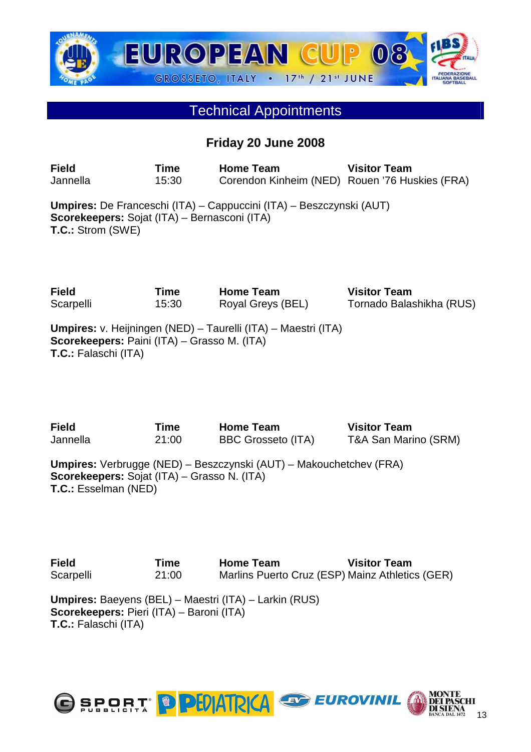## Technical Appointments

### Friday 20 June 2008

| Field | Time | Home Team | Visitor Team |
|---|---|---|---|
| Jannella | 15:30 | Corendon Kinheim (NED) | Rouen '76 Huskies (FRA) |

**Umpires:** De Franceschi (ITA) – Cappuccini (ITA) – Beszczynski (AUT)
**Scorekeepers:** Sojat (ITA) – Bernasconi (ITA)
**T.C.:** Strom (SWE)

| Field | Time | Home Team | Visitor Team |
|---|---|---|---|
| Scarpelli | 15:30 | Royal Greys (BEL) | Tornado Balashikha (RUS) |

**Umpires:** v. Heijningen (NED) – Taurelli (ITA) – Maestri (ITA)
**Scorekeepers:** Paini (ITA) – Grasso M. (ITA)
**T.C.:** Falaschi (ITA)

| Field | Time | Home Team | Visitor Team |
|---|---|---|---|
| Jannella | 21:00 | BBC Grosseto (ITA) | T&A San Marino (SRM) |

**Umpires:** Verbrugge (NED) – Beszczynski (AUT) – Makouchetchev (FRA)
**Scorekeepers:** Sojat (ITA) – Grasso N. (ITA)
**T.C.:** Esselman (NED)

| Field | Time | Home Team | Visitor Team |
|---|---|---|---|
| Scarpelli | 21:00 | Marlins Puerto Cruz (ESP) | Mainz Athletics (GER) |

**Umpires:** Baeyens (BEL) – Maestri (ITA) – Larkin (RUS)
**Scorekeepers:** Pieri (ITA) – Baroni (ITA)
**T.C.:** Falaschi (ITA)